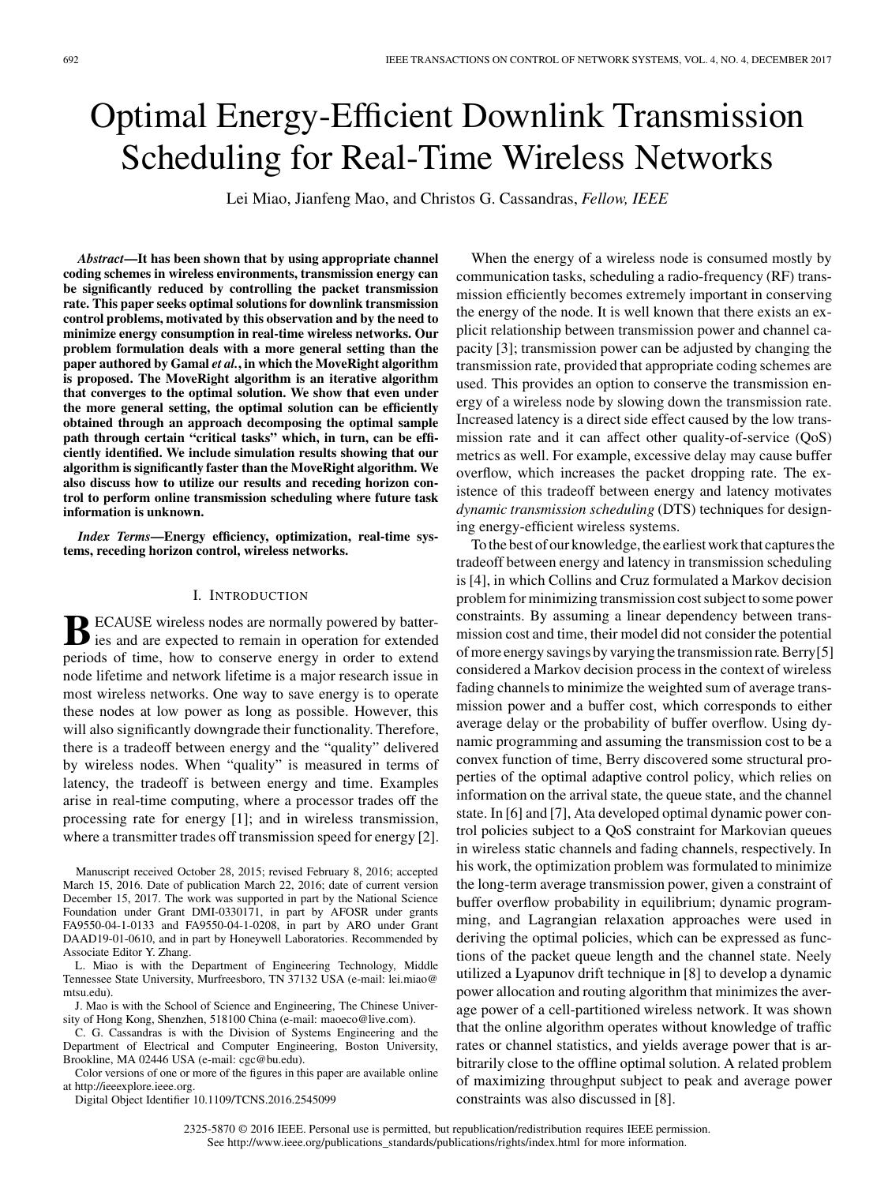# Optimal Energy-Efficient Downlink Transmission Scheduling for Real-Time Wireless Networks

Lei Miao, Jianfeng Mao, and Christos G. Cassandras, *Fellow, IEEE*

***Abstract*—It has been shown that by using appropriate channel coding schemes in wireless environments, transmission energy can be significantly reduced by controlling the packet transmission rate. This paper seeks optimal solutions for downlink transmission control problems, motivated by this observation and by the need to minimize energy consumption in real-time wireless networks. Our problem formulation deals with a more general setting than the paper authored by Gamal *et al.*, in which the MoveRight algorithm is proposed. The MoveRight algorithm is an iterative algorithm that converges to the optimal solution. We show that even under the more general setting, the optimal solution can be efficiently obtained through an approach decomposing the optimal sample path through certain "critical tasks" which, in turn, can be efficiently identified. We include simulation results showing that our algorithm is significantly faster than the MoveRight algorithm. We also discuss how to utilize our results and receding horizon control to perform online transmission scheduling where future task information is unknown.**

***Index Terms*—Energy efficiency, optimization, real-time systems, receding horizon control, wireless networks.**

## I. Introduction

Because wireless nodes are normally powered by batteries and are expected to remain in operation for extended periods of time, how to conserve energy in order to extend node lifetime and network lifetime is a major research issue in most wireless networks. One way to save energy is to operate these nodes at low power as long as possible. However, this will also significantly downgrade their functionality. Therefore, there is a tradeoff between energy and the "quality" delivered by wireless nodes. When "quality" is measured in terms of latency, the tradeoff is between energy and time. Examples arise in real-time computing, where a processor trades off the processing rate for energy [1]; and in wireless transmission, where a transmitter trades off transmission speed for energy [2].

When the energy of a wireless node is consumed mostly by communication tasks, scheduling a radio-frequency (RF) transmission efficiently becomes extremely important in conserving the energy of the node. It is well known that there exists an explicit relationship between transmission power and channel capacity [3]; transmission power can be adjusted by changing the transmission rate, provided that appropriate coding schemes are used. This provides an option to conserve the transmission energy of a wireless node by slowing down the transmission rate. Increased latency is a direct side effect caused by the low transmission rate and it can affect other quality-of-service (QoS) metrics as well. For example, excessive delay may cause buffer overflow, which increases the packet dropping rate. The existence of this tradeoff between energy and latency motivates *dynamic transmission scheduling* (DTS) techniques for designing energy-efficient wireless systems.

To the best of our knowledge, the earliest work that captures the tradeoff between energy and latency in transmission scheduling is [4], in which Collins and Cruz formulated a Markov decision problem for minimizing transmission cost subject to some power constraints. By assuming a linear dependency between transmission cost and time, their model did not consider the potential of more energy savings by varying the transmission rate. Berry [5] considered a Markov decision process in the context of wireless fading channels to minimize the weighted sum of average transmission power and a buffer cost, which corresponds to either average delay or the probability of buffer overflow. Using dynamic programming and assuming the transmission cost to be a convex function of time, Berry discovered some structural properties of the optimal adaptive control policy, which relies on information on the arrival state, the queue state, and the channel state. In [6] and [7], Ata developed optimal dynamic power control policies subject to a QoS constraint for Markovian queues in wireless static channels and fading channels, respectively. In his work, the optimization problem was formulated to minimize the long-term average transmission power, given a constraint of buffer overflow probability in equilibrium; dynamic programming, and Lagrangian relaxation approaches were used in deriving the optimal policies, which can be expressed as functions of the packet queue length and the channel state. Neely utilized a Lyapunov drift technique in [8] to develop a dynamic power allocation and routing algorithm that minimizes the average power of a cell-partitioned wireless network. It was shown that the online algorithm operates without knowledge of traffic rates or channel statistics, and yields average power that is arbitrarily close to the offline optimal solution. A related problem of maximizing throughput subject to peak and average power constraints was also discussed in [8].

Manuscript received October 28, 2015; revised February 8, 2016; accepted March 15, 2016. Date of publication March 22, 2016; date of current version December 15, 2017. The work was supported in part by the National Science Foundation under Grant DMI-0330171, in part by AFOSR under grants FA9550-04-1-0133 and FA9550-04-1-0208, in part by ARO under Grant DAAD19-01-0610, and in part by Honeywell Laboratories. Recommended by Associate Editor Y. Zhang.

L. Miao is with the Department of Engineering Technology, Middle Tennessee State University, Murfreesboro, TN 37132 USA (e-mail: lei.miao@mtsu.edu).

J. Mao is with the School of Science and Engineering, The Chinese University of Hong Kong, Shenzhen, 518100 China (e-mail: maoeco@live.com).

C. G. Cassandras is with the Division of Systems Engineering and the Department of Electrical and Computer Engineering, Boston University, Brookline, MA 02446 USA (e-mail: cgc@bu.edu).

Color versions of one or more of the figures in this paper are available online at http://ieeexplore.ieee.org.

Digital Object Identifier 10.1109/TCNS.2016.2545099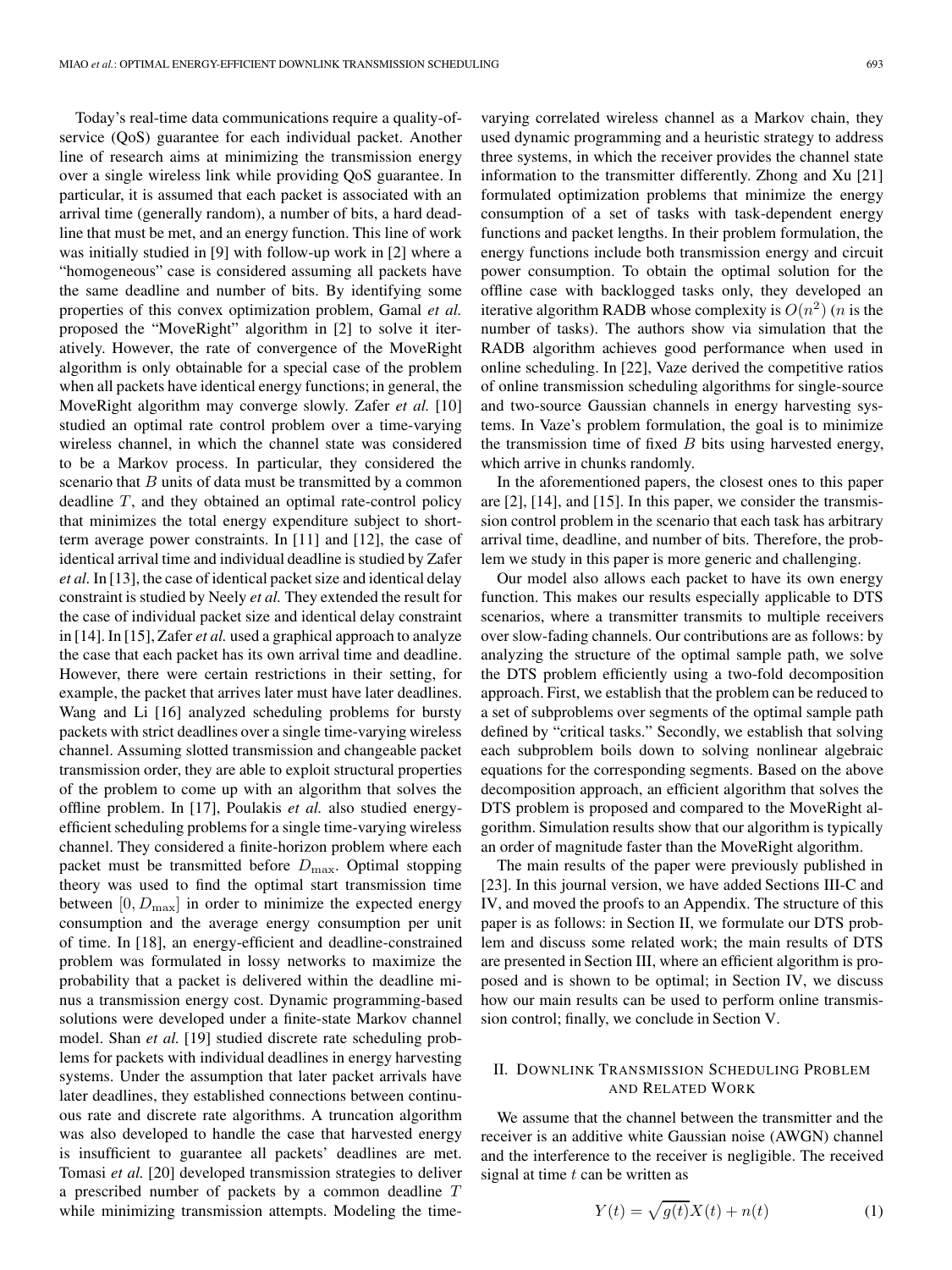Today's real-time data communications require a quality-of-service (QoS) guarantee for each individual packet. Another line of research aims at minimizing the transmission energy over a single wireless link while providing QoS guarantee. In particular, it is assumed that each packet is associated with an arrival time (generally random), a number of bits, a hard deadline that must be met, and an energy function. This line of work was initially studied in [9] with follow-up work in [2] where a "homogeneous" case is considered assuming all packets have the same deadline and number of bits. By identifying some properties of this convex optimization problem, Gamal *et al.* proposed the "MoveRight" algorithm in [2] to solve it iteratively. However, the rate of convergence of the MoveRight algorithm is only obtainable for a special case of the problem when all packets have identical energy functions; in general, the MoveRight algorithm may converge slowly. Zafer *et al.* [10] studied an optimal rate control problem over a time-varying wireless channel, in which the channel state was considered to be a Markov process. In particular, they considered the scenario that $B$ units of data must be transmitted by a common deadline $T$, and they obtained an optimal rate-control policy that minimizes the total energy expenditure subject to short-term average power constraints. In [11] and [12], the case of identical arrival time and individual deadline is studied by Zafer *et al.* In [13], the case of identical packet size and identical delay constraint is studied by Neely *et al.* They extended the result for the case of individual packet size and identical delay constraint in [14]. In [15], Zafer *et al.* used a graphical approach to analyze the case that each packet has its own arrival time and deadline. However, there were certain restrictions in their setting, for example, the packet that arrives later must have later deadlines. Wang and Li [16] analyzed scheduling problems for bursty packets with strict deadlines over a single time-varying wireless channel. Assuming slotted transmission and changeable packet transmission order, they are able to exploit structural properties of the problem to come up with an algorithm that solves the offline problem. In [17], Poulakis *et al.* also studied energy-efficient scheduling problems for a single time-varying wireless channel. They considered a finite-horizon problem where each packet must be transmitted before $D_{\max}$. Optimal stopping theory was used to find the optimal start transmission time between $[0, D_{\max}]$ in order to minimize the expected energy consumption and the average energy consumption per unit of time. In [18], an energy-efficient and deadline-constrained problem was formulated in lossy networks to maximize the probability that a packet is delivered within the deadline minus a transmission energy cost. Dynamic programming-based solutions were developed under a finite-state Markov channel model. Shan *et al.* [19] studied discrete rate scheduling problems for packets with individual deadlines in energy harvesting systems. Under the assumption that later packet arrivals have later deadlines, they established connections between continuous rate and discrete rate algorithms. A truncation algorithm was also developed to handle the case that harvested energy is insufficient to guarantee all packets' deadlines are met. Tomasi *et al.* [20] developed transmission strategies to deliver a prescribed number of packets by a common deadline $T$ while minimizing transmission attempts. Modeling the time-varying correlated wireless channel as a Markov chain, they used dynamic programming and a heuristic strategy to address three systems, in which the receiver provides the channel state information to the transmitter differently. Zhong and Xu [21] formulated optimization problems that minimize the energy consumption of a set of tasks with task-dependent energy functions and packet lengths. In their problem formulation, the energy functions include both transmission energy and circuit power consumption. To obtain the optimal solution for the offline case with backlogged tasks only, they developed an iterative algorithm RADB whose complexity is $O(n^2)$ ($n$ is the number of tasks). The authors show via simulation that the RADB algorithm achieves good performance when used in online scheduling. In [22], Vaze derived the competitive ratios of online transmission scheduling algorithms for single-source and two-source Gaussian channels in energy harvesting systems. In Vaze's problem formulation, the goal is to minimize the transmission time of fixed $B$ bits using harvested energy, which arrive in chunks randomly.

In the aforementioned papers, the closest ones to this paper are [2], [14], and [15]. In this paper, we consider the transmission control problem in the scenario that each task has arbitrary arrival time, deadline, and number of bits. Therefore, the problem we study in this paper is more generic and challenging.

Our model also allows each packet to have its own energy function. This makes our results especially applicable to DTS scenarios, where a transmitter transmits to multiple receivers over slow-fading channels. Our contributions are as follows: by analyzing the structure of the optimal sample path, we solve the DTS problem efficiently using a two-fold decomposition approach. First, we establish that the problem can be reduced to a set of subproblems over segments of the optimal sample path defined by "critical tasks." Secondly, we establish that solving each subproblem boils down to solving nonlinear algebraic equations for the corresponding segments. Based on the above decomposition approach, an efficient algorithm that solves the DTS problem is proposed and compared to the MoveRight algorithm. Simulation results show that our algorithm is typically an order of magnitude faster than the MoveRight algorithm.

The main results of the paper were previously published in [23]. In this journal version, we have added Sections III-C and IV, and moved the proofs to an Appendix. The structure of this paper is as follows: in Section II, we formulate our DTS problem and discuss some related work; the main results of DTS are presented in Section III, where an efficient algorithm is proposed and is shown to be optimal; in Section IV, we discuss how our main results can be used to perform online transmission control; finally, we conclude in Section V.

## II. Downlink Transmission Scheduling Problem and Related Work

We assume that the channel between the transmitter and the receiver is an additive white Gaussian noise (AWGN) channel and the interference to the receiver is negligible. The received signal at time $t$ can be written as

$$Y(t) = \sqrt{g(t)}X(t) + n(t) \tag{1}$$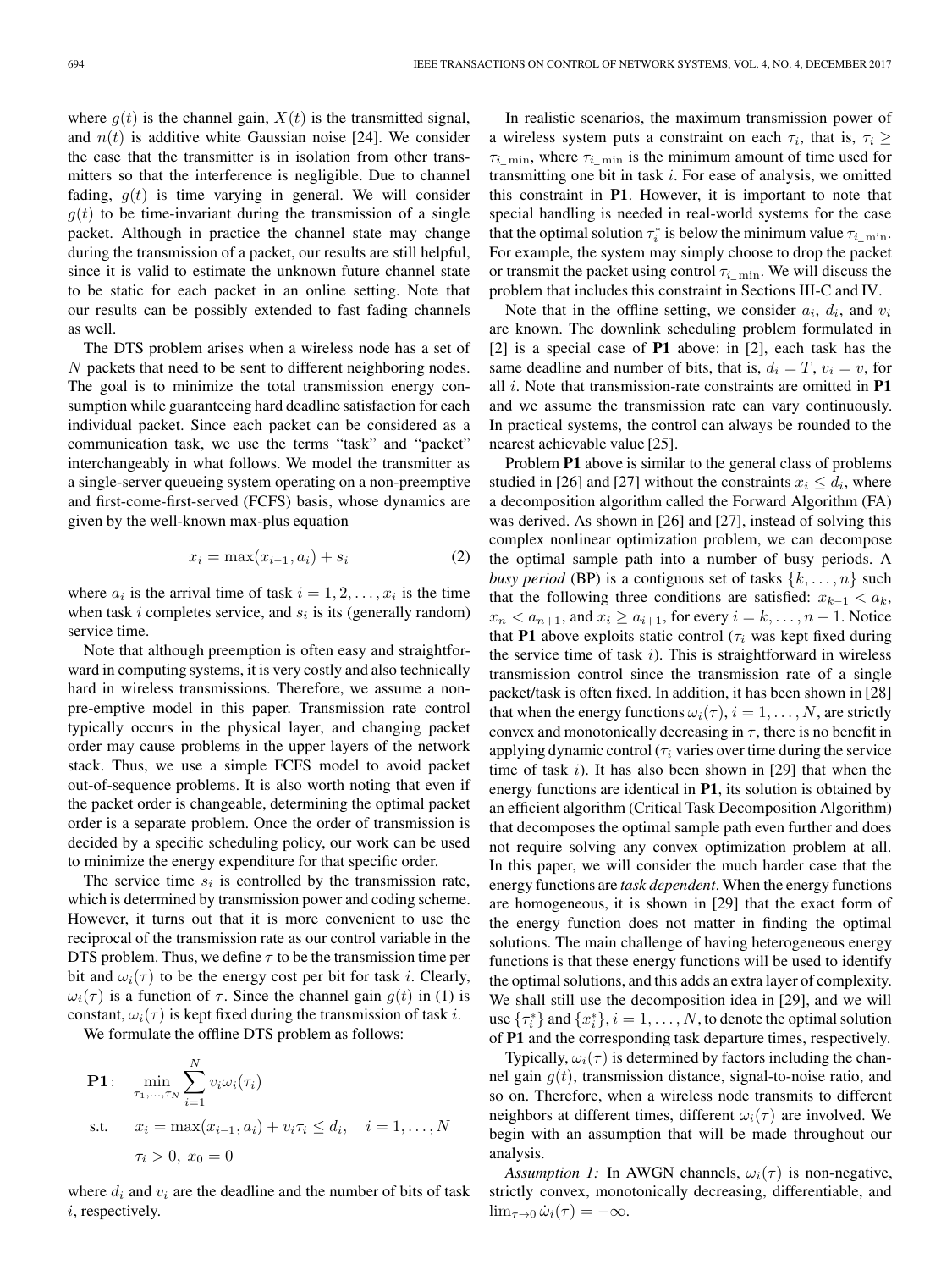where $g(t)$ is the channel gain, $X(t)$ is the transmitted signal, and $n(t)$ is additive white Gaussian noise [24]. We consider the case that the transmitter is in isolation from other transmitters so that the interference is negligible. Due to channel fading, $g(t)$ is time varying in general. We will consider $g(t)$ to be time-invariant during the transmission of a single packet. Although in practice the channel state may change during the transmission of a packet, our results are still helpful, since it is valid to estimate the unknown future channel state to be static for each packet in an online setting. Note that our results can be possibly extended to fast fading channels as well.

The DTS problem arises when a wireless node has a set of $N$ packets that need to be sent to different neighboring nodes. The goal is to minimize the total transmission energy consumption while guaranteeing hard deadline satisfaction for each individual packet. Since each packet can be considered as a communication task, we use the terms "task" and "packet" interchangeably in what follows. We model the transmitter as a single-server queueing system operating on a non-preemptive and first-come-first-served (FCFS) basis, whose dynamics are given by the well-known max-plus equation

$$x_i = \max(x_{i-1}, a_i) + s_i \tag{2}$$

where $a_i$ is the arrival time of task $i = 1, 2, \ldots, x_i$ is the time when task $i$ completes service, and $s_i$ is its (generally random) service time.

Note that although preemption is often easy and straightforward in computing systems, it is very costly and also technically hard in wireless transmissions. Therefore, we assume a non-pre-emptive model in this paper. Transmission rate control typically occurs in the physical layer, and changing packet order may cause problems in the upper layers of the network stack. Thus, we use a simple FCFS model to avoid packet out-of-sequence problems. It is also worth noting that even if the packet order is changeable, determining the optimal packet order is a separate problem. Once the order of transmission is decided by a specific scheduling policy, our work can be used to minimize the energy expenditure for that specific order.

The service time $s_i$ is controlled by the transmission rate, which is determined by transmission power and coding scheme. However, it turns out that it is more convenient to use the reciprocal of the transmission rate as our control variable in the DTS problem. Thus, we define $\tau$ to be the transmission time per bit and $\omega_i(\tau)$ to be the energy cost per bit for task $i$. Clearly, $\omega_i(\tau)$ is a function of $\tau$. Since the channel gain $g(t)$ in (1) is constant, $\omega_i(\tau)$ is kept fixed during the transmission of task $i$.

We formulate the offline DTS problem as follows:

$$\mathbf{P1}: \quad \min_{\tau_1,\ldots,\tau_N} \sum_{i=1}^{N} v_i \omega_i(\tau_i)$$

$$\text{s.t.} \quad x_i = \max(x_{i-1}, a_i) + v_i \tau_i \le d_i, \quad i = 1, \ldots, N$$

$$\tau_i > 0, \; x_0 = 0$$

where $d_i$ and $v_i$ are the deadline and the number of bits of task $i$, respectively.

In realistic scenarios, the maximum transmission power of a wireless system puts a constraint on each $\tau_i$, that is, $\tau_i \ge \tau_{i\_\min}$, where $\tau_{i\_\min}$ is the minimum amount of time used for transmitting one bit in task $i$. For ease of analysis, we omitted this constraint in **P1**. However, it is important to note that special handling is needed in real-world systems for the case that the optimal solution $\tau_i^*$ is below the minimum value $\tau_{i\_\min}$. For example, the system may simply choose to drop the packet or transmit the packet using control $\tau_{i\_\min}$. We will discuss the problem that includes this constraint in Sections III-C and IV.

Note that in the offline setting, we consider $a_i$, $d_i$, and $v_i$ are known. The downlink scheduling problem formulated in [2] is a special case of **P1** above: in [2], each task has the same deadline and number of bits, that is, $d_i = T$, $v_i = v$, for all $i$. Note that transmission-rate constraints are omitted in **P1** and we assume the transmission rate can vary continuously. In practical systems, the control can always be rounded to the nearest achievable value [25].

Problem **P1** above is similar to the general class of problems studied in [26] and [27] without the constraints $x_i \le d_i$, where a decomposition algorithm called the Forward Algorithm (FA) was derived. As shown in [26] and [27], instead of solving this complex nonlinear optimization problem, we can decompose the optimal sample path into a number of busy periods. A *busy period* (BP) is a contiguous set of tasks $\{k, \ldots, n\}$ such that the following three conditions are satisfied: $x_{k-1} < a_k$, $x_n < a_{n+1}$, and $x_i \ge a_{i+1}$, for every $i = k, \ldots, n-1$. Notice that **P1** above exploits static control ($\tau_i$ was kept fixed during the service time of task $i$). This is straightforward in wireless transmission control since the transmission rate of a single packet/task is often fixed. In addition, it has been shown in [28] that when the energy functions $\omega_i(\tau)$, $i = 1, \ldots, N$, are strictly convex and monotonically decreasing in $\tau$, there is no benefit in applying dynamic control ($\tau_i$ varies over time during the service time of task $i$). It has also been shown in [29] that when the energy functions are identical in **P1**, its solution is obtained by an efficient algorithm (Critical Task Decomposition Algorithm) that decomposes the optimal sample path even further and does not require solving any convex optimization problem at all. In this paper, we will consider the much harder case that the energy functions are *task dependent*. When the energy functions are homogeneous, it is shown in [29] that the exact form of the energy function does not matter in finding the optimal solutions. The main challenge of having heterogeneous energy functions is that these energy functions will be used to identify the optimal solutions, and this adds an extra layer of complexity. We shall still use the decomposition idea in [29], and we will use $\{\tau_i^*\}$ and $\{x_i^*\}$, $i = 1, \ldots, N$, to denote the optimal solution of **P1** and the corresponding task departure times, respectively.

Typically, $\omega_i(\tau)$ is determined by factors including the channel gain $g(t)$, transmission distance, signal-to-noise ratio, and so on. Therefore, when a wireless node transmits to different neighbors at different times, different $\omega_i(\tau)$ are involved. We begin with an assumption that will be made throughout our analysis.

*Assumption 1:* In AWGN channels, $\omega_i(\tau)$ is non-negative, strictly convex, monotonically decreasing, differentiable, and $\lim_{\tau \to 0} \dot{\omega}_i(\tau) = -\infty$.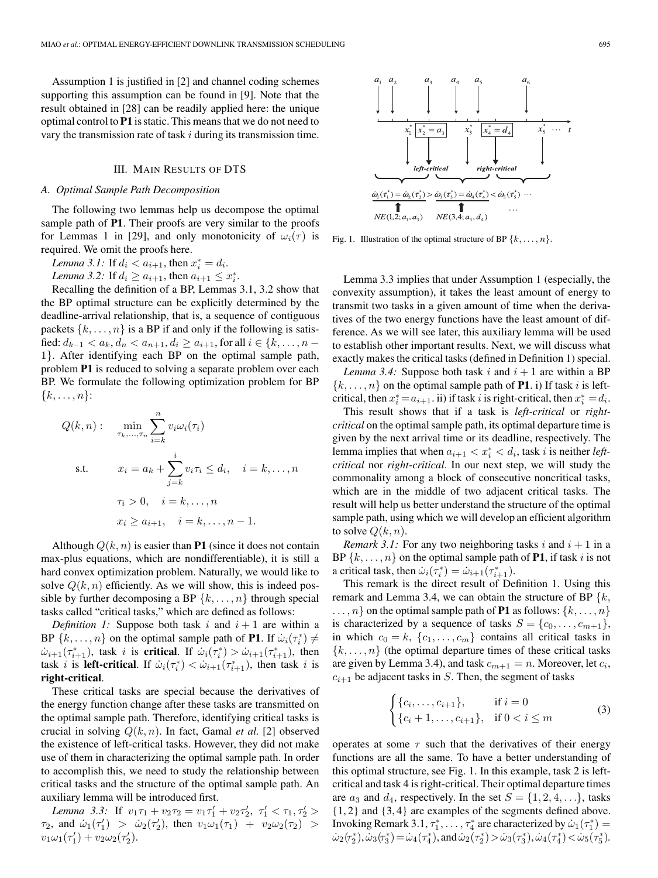Assumption 1 is justified in [2] and channel coding schemes supporting this assumption can be found in [9]. Note that the result obtained in [28] can be readily applied here: the unique optimal control to **P1** is static. This means that we do not need to vary the transmission rate of task $i$ during its transmission time.

## III. Main Results of DTS

### A. Optimal Sample Path Decomposition

The following two lemmas help us decompose the optimal sample path of **P1**. Their proofs are very similar to the proofs for Lemmas 1 in [29], and only monotonicity of $\omega_i(\tau)$ is required. We omit the proofs here.

*Lemma 3.1:* If $d_i < a_{i+1}$, then $x_i^* = d_i$.

*Lemma 3.2:* If $d_i \geq a_{i+1}$, then $a_{i+1} \leq x_i^*$.

Recalling the definition of a BP, Lemmas 3.1, 3.2 show that the BP optimal structure can be explicitly determined by the deadline-arrival relationship, that is, a sequence of contiguous packets $\{k, \ldots, n\}$ is a BP if and only if the following is satisfied: $d_{k-1} < a_k, d_n < a_{n+1}, d_i \geq a_{i+1}$, for all $i \in \{k, \ldots, n-1\}$. After identifying each BP on the optimal sample path, problem **P1** is reduced to solving a separate problem over each BP. We formulate the following optimization problem for BP $\{k, \ldots, n\}$:

$$
\begin{aligned}
Q(k,n): \quad & \min_{\tau_k, \ldots, \tau_n} \sum_{i=k}^{n} v_i \omega_i(\tau_i) \\
\text{s.t.} \quad & x_i = a_k + \sum_{j=k}^{i} v_i \tau_i \leq d_i, \quad i = k, \ldots, n \\
& \tau_i > 0, \quad i = k, \ldots, n \\
& x_i \geq a_{i+1}, \quad i = k, \ldots, n-1.
\end{aligned}
$$

Although $Q(k,n)$ is easier than **P1** (since it does not contain max-plus equations, which are nondifferentiable), it is still a hard convex optimization problem. Naturally, we would like to solve $Q(k,n)$ efficiently. As we will show, this is indeed possible by further decomposing a BP $\{k, \ldots, n\}$ through special tasks called "critical tasks," which are defined as follows:

*Definition 1:* Suppose both task $i$ and $i+1$ are within a BP $\{k, \ldots, n\}$ on the optimal sample path of **P1**. If $\dot{\omega}_i(\tau_i^*) \neq \dot{\omega}_{i+1}(\tau_{i+1}^*)$, task $i$ is **critical**. If $\dot{\omega}_i(\tau_i^*) > \dot{\omega}_{i+1}(\tau_{i+1}^*)$, then task $i$ is **left-critical**. If $\dot{\omega}_i(\tau_i^*) < \dot{\omega}_{i+1}(\tau_{i+1}^*)$, then task $i$ is **right-critical**.

These critical tasks are special because the derivatives of the energy function change after these tasks are transmitted on the optimal sample path. Therefore, identifying critical tasks is crucial in solving $Q(k,n)$. In fact, Gamal *et al.* [2] observed the existence of left-critical tasks. However, they did not make use of them in characterizing the optimal sample path. In order to accomplish this, we need to study the relationship between critical tasks and the structure of the optimal sample path. An auxiliary lemma will be introduced first.

*Lemma 3.3:* If $v_1\tau_1 + v_2\tau_2 = v_1\tau_1' + v_2\tau_2'$, $\tau_1' < \tau_1, \tau_2' > \tau_2$, and $\dot{\omega}_1(\tau_1') > \dot{\omega}_2(\tau_2')$, then $v_1\omega_1(\tau_1) + v_2\omega_2(\tau_2) > v_1\omega_1(\tau_1') + v_2\omega_2(\tau_2')$.

Fig. 1. Illustration of the optimal structure of BP $\{k, \ldots, n\}$.

Lemma 3.3 implies that under Assumption 1 (especially, the convexity assumption), it takes the least amount of energy to transmit two tasks in a given amount of time when the derivatives of the two energy functions have the least amount of difference. As we will see later, this auxiliary lemma will be used to establish other important results. Next, we will discuss what exactly makes the critical tasks (defined in Definition 1) special.

*Lemma 3.4:* Suppose both task $i$ and $i+1$ are within a BP $\{k, \ldots, n\}$ on the optimal sample path of **P1**. i) If task $i$ is left-critical, then $x_i^* = a_{i+1}$. ii) If task $i$ is right-critical, then $x_i^* = d_i$.

This result shows that if a task is *left-critical* or *right-critical* on the optimal sample path, its optimal departure time is given by the next arrival time or its deadline, respectively. The lemma implies that when $a_{i+1} < x_i^* < d_i$, task $i$ is neither *left-critical* nor *right-critical*. In our next step, we will study the commonality among a block of consecutive noncritical tasks, which are in the middle of two adjacent critical tasks. The result will help us better understand the structure of the optimal sample path, using which we will develop an efficient algorithm to solve $Q(k,n)$.

*Remark 3.1:* For any two neighboring tasks $i$ and $i+1$ in a BP $\{k, \ldots, n\}$ on the optimal sample path of **P1**, if task $i$ is not a critical task, then $\dot{\omega}_i(\tau_i^*) = \dot{\omega}_{i+1}(\tau_{i+1}^*)$.

This remark is the direct result of Definition 1. Using this remark and Lemma 3.4, we can obtain the structure of BP $\{k, \ldots, n\}$ on the optimal sample path of **P1** as follows: $\{k, \ldots, n\}$ is characterized by a sequence of tasks $S = \{c_0, \ldots, c_{m+1}\}$, in which $c_0 = k$, $\{c_1, \ldots, c_m\}$ contains all critical tasks in $\{k, \ldots, n\}$ (the optimal departure times of these critical tasks are given by Lemma 3.4), and task $c_{m+1} = n$. Moreover, let $c_i$, $c_{i+1}$ be adjacent tasks in $S$. Then, the segment of tasks

$$
\begin{cases}
\{c_i, \ldots, c_{i+1}\}, & \text{if } i = 0 \\
\{c_i + 1, \ldots, c_{i+1}\}, & \text{if } 0 < i \leq m
\end{cases}
\tag{3}
$$

operates at some $\tau$ such that the derivatives of their energy functions are all the same. To have a better understanding of this optimal structure, see Fig. 1. In this example, task 2 is left-critical and task 4 is right-critical. Their optimal departure times are $a_3$ and $d_4$, respectively. In the set $S = \{1, 2, 4, \ldots\}$, tasks $\{1, 2\}$ and $\{3, 4\}$ are examples of the segments defined above. Invoking Remark 3.1, $\tau_1^*, \ldots, \tau_4^*$ are characterized by $\dot{\omega}_1(\tau_1^*) = \dot{\omega}_2(\tau_2^*), \dot{\omega}_3(\tau_3^*) = \dot{\omega}_4(\tau_4^*)$, and $\dot{\omega}_2(\tau_2^*) > \dot{\omega}_3(\tau_3^*), \dot{\omega}_4(\tau_4^*) < \dot{\omega}_5(\tau_5^*)$.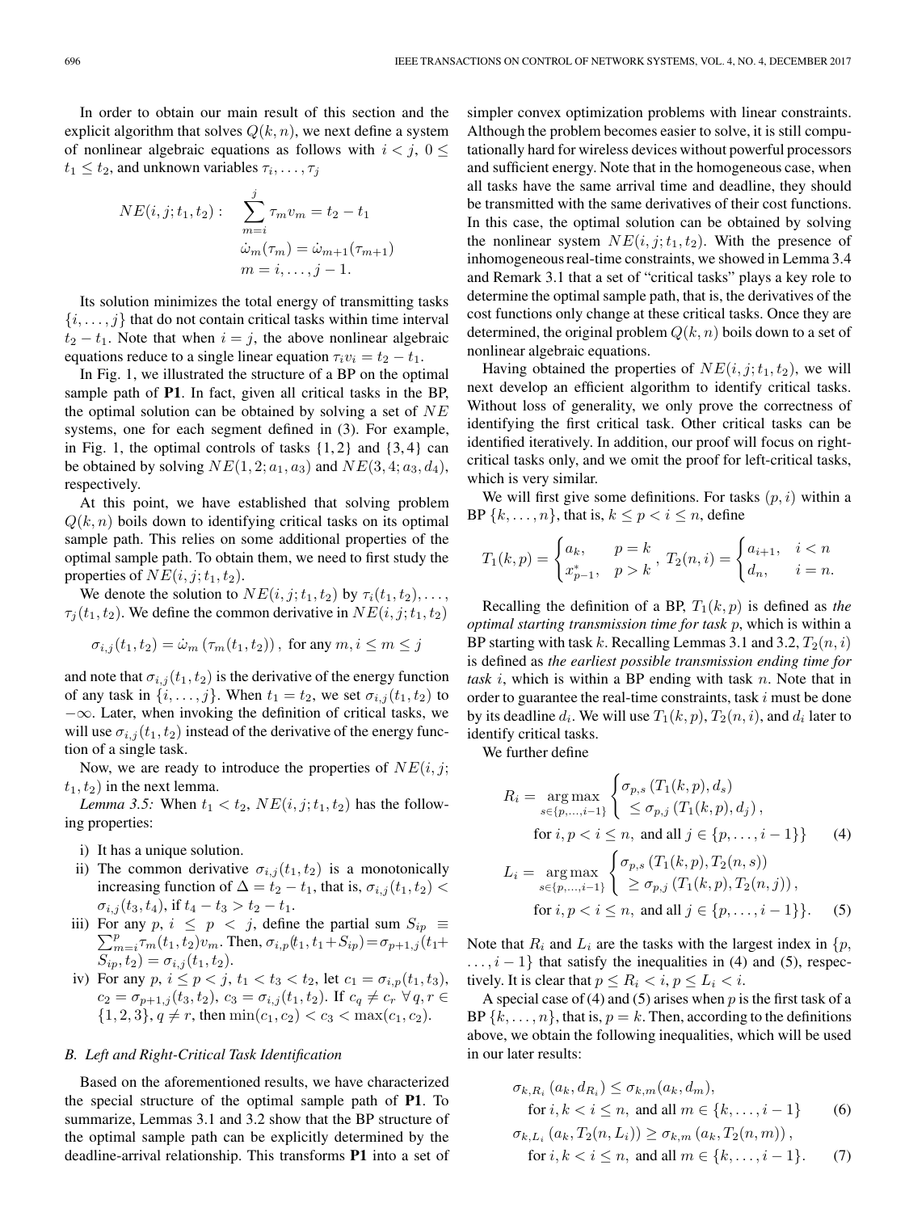In order to obtain our main result of this section and the explicit algorithm that solves $Q(k,n)$, we next define a system of nonlinear algebraic equations as follows with $i < j$, $0 \le t_1 \le t_2$, and unknown variables $\tau_i, \ldots, \tau_j$

$$NE(i,j;t_1,t_2): \quad \sum_{m=i}^{j} \tau_m v_m = t_2 - t_1$$
$$\dot{\omega}_m(\tau_m) = \dot{\omega}_{m+1}(\tau_{m+1})$$
$$m = i, \ldots, j-1.$$

Its solution minimizes the total energy of transmitting tasks $\{i, \ldots, j\}$ that do not contain critical tasks within time interval $t_2 - t_1$. Note that when $i = j$, the above nonlinear algebraic equations reduce to a single linear equation $\tau_i v_i = t_2 - t_1$.

In Fig. 1, we illustrated the structure of a BP on the optimal sample path of **P1**. In fact, given all critical tasks in the BP, the optimal solution can be obtained by solving a set of $NE$ systems, one for each segment defined in (3). For example, in Fig. 1, the optimal controls of tasks $\{1,2\}$ and $\{3,4\}$ can be obtained by solving $NE(1,2;a_1,a_3)$ and $NE(3,4;a_3,d_4)$, respectively.

At this point, we have established that solving problem $Q(k,n)$ boils down to identifying critical tasks on its optimal sample path. This relies on some additional properties of the optimal sample path. To obtain them, we need to first study the properties of $NE(i,j;t_1,t_2)$.

We denote the solution to $NE(i,j;t_1,t_2)$ by $\tau_i(t_1,t_2), \ldots, \tau_j(t_1,t_2)$. We define the common derivative in $NE(i,j;t_1,t_2)$

$$\sigma_{i,j}(t_1,t_2) = \dot{\omega}_m(\tau_m(t_1,t_2)), \text{ for any } m, i \le m \le j$$

and note that $\sigma_{i,j}(t_1,t_2)$ is the derivative of the energy function of any task in $\{i, \ldots, j\}$. When $t_1 = t_2$, we set $\sigma_{i,j}(t_1,t_2)$ to $-\infty$. Later, when invoking the definition of critical tasks, we will use $\sigma_{i,j}(t_1,t_2)$ instead of the derivative of the energy function of a single task.

Now, we are ready to introduce the properties of $NE(i,j;t_1,t_2)$ in the next lemma.

*Lemma 3.5:* When $t_1 < t_2$, $NE(i,j;t_1,t_2)$ has the following properties:

i) It has a unique solution.
ii) The common derivative $\sigma_{i,j}(t_1,t_2)$ is a monotonically increasing function of $\Delta = t_2 - t_1$, that is, $\sigma_{i,j}(t_1,t_2) < \sigma_{i,j}(t_3,t_4)$, if $t_4 - t_3 > t_2 - t_1$.
iii) For any $p$, $i \le p < j$, define the partial sum $S_{ip} \equiv \sum_{m=i}^{p} \tau_m(t_1,t_2) v_m$. Then, $\sigma_{i,p}(t_1, t_1 + S_{ip}) = \sigma_{p+1,j}(t_1 + S_{ip}, t_2) = \sigma_{i,j}(t_1,t_2)$.
iv) For any $p$, $i \le p < j$, $t_1 < t_3 < t_2$, let $c_1 = \sigma_{i,p}(t_1,t_3)$, $c_2 = \sigma_{p+1,j}(t_3,t_2)$, $c_3 = \sigma_{i,j}(t_1,t_2)$. If $c_q \ne c_r \ \forall q, r \in \{1,2,3\}, q \ne r$, then $\min(c_1,c_2) < c_3 < \max(c_1,c_2)$.

### B. Left and Right-Critical Task Identification

Based on the aforementioned results, we have characterized the special structure of the optimal sample path of **P1**. To summarize, Lemmas 3.1 and 3.2 show that the BP structure of the optimal sample path can be explicitly determined by the deadline-arrival relationship. This transforms **P1** into a set of simpler convex optimization problems with linear constraints. Although the problem becomes easier to solve, it is still computationally hard for wireless devices without powerful processors and sufficient energy. Note that in the homogeneous case, when all tasks have the same arrival time and deadline, they should be transmitted with the same derivatives of their cost functions. In this case, the optimal solution can be obtained by solving the nonlinear system $NE(i,j;t_1,t_2)$. With the presence of inhomogeneous real-time constraints, we showed in Lemma 3.4 and Remark 3.1 that a set of "critical tasks" plays a key role to determine the optimal sample path, that is, the derivatives of the cost functions only change at these critical tasks. Once they are determined, the original problem $Q(k,n)$ boils down to a set of nonlinear algebraic equations.

Having obtained the properties of $NE(i,j;t_1,t_2)$, we will next develop an efficient algorithm to identify critical tasks. Without loss of generality, we only prove the correctness of identifying the first critical task. Other critical tasks can be identified iteratively. In addition, our proof will focus on right-critical tasks only, and we omit the proof for left-critical tasks, which is very similar.

We will first give some definitions. For tasks $(p,i)$ within a BP $\{k, \ldots, n\}$, that is, $k \le p < i \le n$, define

$$T_1(k,p) = \begin{cases} a_k, & p = k \\ x^*_{p-1}, & p > k \end{cases}, \quad T_2(n,i) = \begin{cases} a_{i+1}, & i < n \\ d_n, & i = n. \end{cases}$$

Recalling the definition of a BP, $T_1(k,p)$ is defined as *the optimal starting transmission time for task* $p$, which is within a BP starting with task $k$. Recalling Lemmas 3.1 and 3.2, $T_2(n,i)$ is defined as *the earliest possible transmission ending time for task* $i$, which is within a BP ending with task $n$. Note that in order to guarantee the real-time constraints, task $i$ must be done by its deadline $d_i$. We will use $T_1(k,p)$, $T_2(n,i)$, and $d_i$ later to identify critical tasks.

We further define

$$R_i = \underset{s \in \{p,\ldots,i-1\}}{\arg\max} \begin{cases} \sigma_{p,s}(T_1(k,p), d_s) \\ \le \sigma_{p,j}(T_1(k,p), d_j), \end{cases}$$
$$\text{for } i, p < i \le n, \text{ and all } j \in \{p, \ldots, i-1\}\Big\} \tag{4}$$

$$L_i = \underset{s \in \{p,\ldots,i-1\}}{\arg\max} \begin{cases} \sigma_{p,s}(T_1(k,p), T_2(n,s)) \\ \ge \sigma_{p,j}(T_1(k,p), T_2(n,j)), \end{cases}$$
$$\text{for } i, p < i \le n, \text{ and all } j \in \{p, \ldots, i-1\}\Big\}. \tag{5}$$

Note that $R_i$ and $L_i$ are the tasks with the largest index in $\{p, \ldots, i-1\}$ that satisfy the inequalities in (4) and (5), respectively. It is clear that $p \le R_i < i$, $p \le L_i < i$.

A special case of (4) and (5) arises when $p$ is the first task of a BP $\{k, \ldots, n\}$, that is, $p = k$. Then, according to the definitions above, we obtain the following inequalities, which will be used in our later results:

$$\sigma_{k,R_i}(a_k, d_{R_i}) \le \sigma_{k,m}(a_k, d_m),$$
$$\text{for } i, k < i \le n, \text{ and all } m \in \{k, \ldots, i-1\} \tag{6}$$

$$\sigma_{k,L_i}(a_k, T_2(n, L_i)) \ge \sigma_{k,m}(a_k, T_2(n,m)),$$
$$\text{for } i, k < i \le n, \text{ and all } m \in \{k, \ldots, i-1\}. \tag{7}$$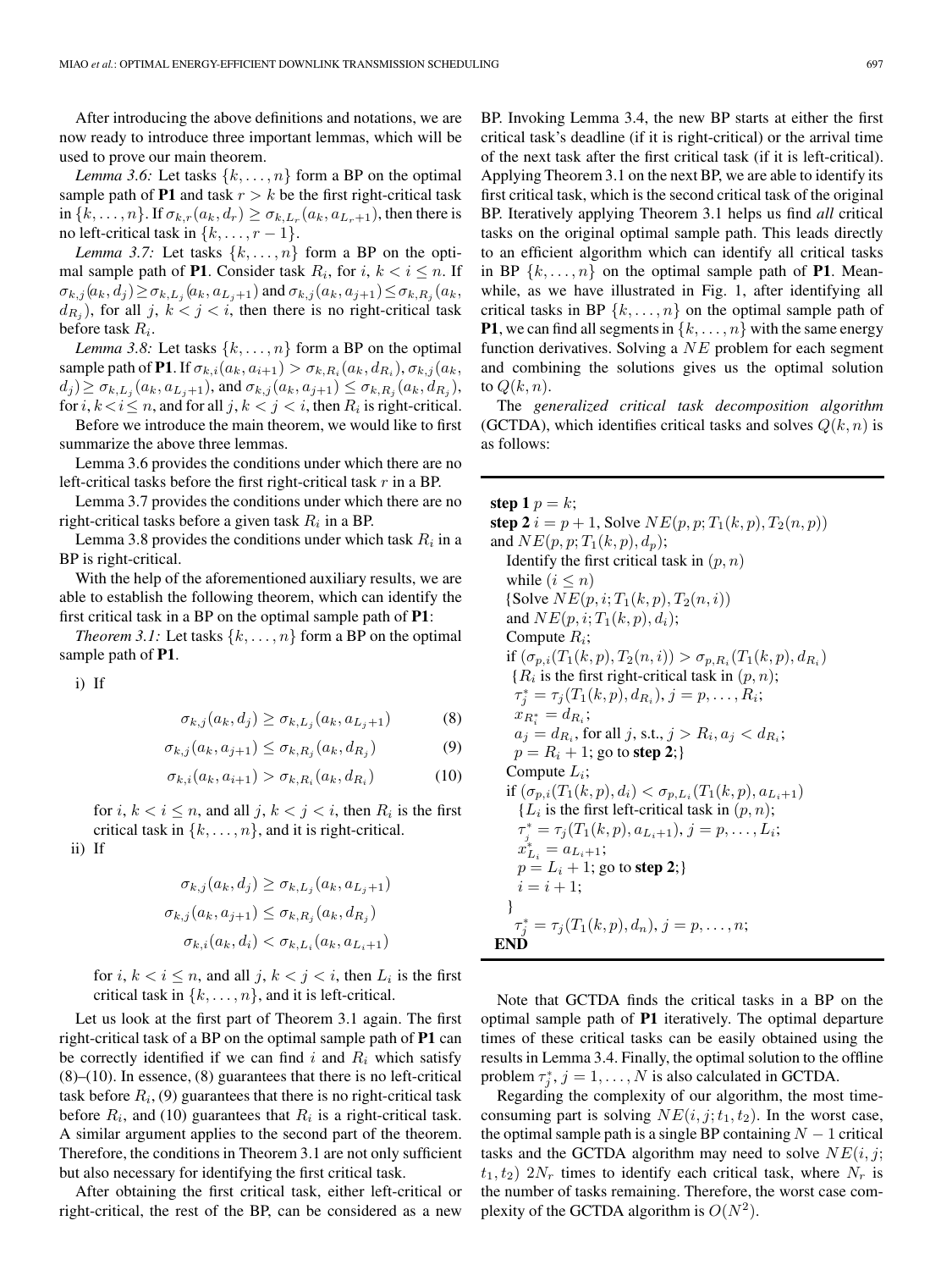After introducing the above definitions and notations, we are now ready to introduce three important lemmas, which will be used to prove our main theorem.

*Lemma 3.6:* Let tasks $\{k,\ldots,n\}$ form a BP on the optimal sample path of **P1** and task $r > k$ be the first right-critical task in $\{k,\ldots,n\}$. If $\sigma_{k,r}(a_k,d_r) \geq \sigma_{k,L_r}(a_k,a_{L_r+1})$, then there is no left-critical task in $\{k,\ldots,r-1\}$.

*Lemma 3.7:* Let tasks $\{k,\ldots,n\}$ form a BP on the optimal sample path of **P1**. Consider task $R_i$, for $i$, $k < i \leq n$. If $\sigma_{k,j}(a_k,d_j) \geq \sigma_{k,L_j}(a_k,a_{L_j+1})$ and $\sigma_{k,j}(a_k,a_{j+1}) \leq \sigma_{k,R_j}(a_k,d_{R_j})$, for all $j$, $k < j < i$, then there is no right-critical task before task $R_i$.

*Lemma 3.8:* Let tasks $\{k,\ldots,n\}$ form a BP on the optimal sample path of **P1**. If $\sigma_{k,i}(a_k,a_{i+1}) > \sigma_{k,R_i}(a_k,d_{R_i})$, $\sigma_{k,j}(a_k,d_j) \geq \sigma_{k,L_j}(a_k,a_{L_j+1})$, and $\sigma_{k,j}(a_k,a_{j+1}) \leq \sigma_{k,R_j}(a_k,d_{R_j})$, for $i$, $k < i \leq n$, and for all $j$, $k < j < i$, then $R_i$ is right-critical.

Before we introduce the main theorem, we would like to first summarize the above three lemmas.

Lemma 3.6 provides the conditions under which there are no left-critical tasks before the first right-critical task $r$ in a BP.

Lemma 3.7 provides the conditions under which there are no right-critical tasks before a given task $R_i$ in a BP.

Lemma 3.8 provides the conditions under which task $R_i$ in a BP is right-critical.

With the help of the aforementioned auxiliary results, we are able to establish the following theorem, which can identify the first critical task in a BP on the optimal sample path of **P1**:

*Theorem 3.1:* Let tasks $\{k,\ldots,n\}$ form a BP on the optimal sample path of **P1**.

i) If

$$\sigma_{k,j}(a_k,d_j) \geq \sigma_{k,L_j}(a_k,a_{L_j+1}) \tag{8}$$

$$\sigma_{k,j}(a_k,a_{j+1}) \leq \sigma_{k,R_j}(a_k,d_{R_j}) \tag{9}$$

$$\sigma_{k,i}(a_k,a_{i+1}) > \sigma_{k,R_i}(a_k,d_{R_i}) \tag{10}$$

for $i$, $k < i \leq n$, and all $j$, $k < j < i$, then $R_i$ is the first critical task in $\{k,\ldots,n\}$, and it is right-critical.

ii) If

$$\sigma_{k,j}(a_k,d_j) \geq \sigma_{k,L_j}(a_k,a_{L_j+1})$$
$$\sigma_{k,j}(a_k,a_{j+1}) \leq \sigma_{k,R_j}(a_k,d_{R_j})$$
$$\sigma_{k,i}(a_k,d_i) < \sigma_{k,L_i}(a_k,a_{L_i+1})$$

for $i$, $k < i \leq n$, and all $j$, $k < j < i$, then $L_i$ is the first critical task in $\{k,\ldots,n\}$, and it is left-critical.

Let us look at the first part of Theorem 3.1 again. The first right-critical task of a BP on the optimal sample path of **P1** can be correctly identified if we can find $i$ and $R_i$ which satisfy (8)–(10). In essence, (8) guarantees that there is no left-critical task before $R_i$, (9) guarantees that there is no right-critical task before $R_i$, and (10) guarantees that $R_i$ is a right-critical task. A similar argument applies to the second part of the theorem. Therefore, the conditions in Theorem 3.1 are not only sufficient but also necessary for identifying the first critical task.

After obtaining the first critical task, either left-critical or right-critical, the rest of the BP, can be considered as a new BP. Invoking Lemma 3.4, the new BP starts at either the first critical task's deadline (if it is right-critical) or the arrival time of the next task after the first critical task (if it is left-critical). Applying Theorem 3.1 on the next BP, we are able to identify its first critical task, which is the second critical task of the original BP. Iteratively applying Theorem 3.1 helps us find *all* critical tasks on the original optimal sample path. This leads directly to an efficient algorithm which can identify all critical tasks in BP $\{k,\ldots,n\}$ on the optimal sample path of **P1**. Meanwhile, as we have illustrated in Fig. 1, after identifying all critical tasks in BP $\{k,\ldots,n\}$ on the optimal sample path of **P1**, we can find all segments in $\{k,\ldots,n\}$ with the same energy function derivatives. Solving a $NE$ problem for each segment and combining the solutions gives us the optimal solution to $Q(k,n)$.

The *generalized critical task decomposition algorithm* (GCTDA), which identifies critical tasks and solves $Q(k,n)$ is as follows:

**step 1** $p = k$;
**step 2** $i = p+1$, Solve $NE(p,p;T_1(k,p),T_2(n,p))$ and $NE(p,p;T_1(k,p),d_p)$;
Identify the first critical task in $(p,n)$
while $(i \leq n)$
{Solve $NE(p,i;T_1(k,p),T_2(n,i))$
and $NE(p,i;T_1(k,p),d_i)$;
Compute $R_i$;
if $(\sigma_{p,i}(T_1(k,p),T_2(n,i)) > \sigma_{p,R_i}(T_1(k,p),d_{R_i})$
{$R_i$ is the first right-critical task in $(p,n)$;
$\tau_j^* = \tau_j(T_1(k,p),d_{R_i})$, $j = p,\ldots,R_i$;
$x_{R_i^*} = d_{R_i}$;
$a_j = d_{R_i}$, for all $j$, s.t., $j > R_i, a_j < d_{R_i}$;
$p = R_i + 1$; go to **step 2**;}
Compute $L_i$;
if $(\sigma_{p,i}(T_1(k,p),d_i) < \sigma_{p,L_i}(T_1(k,p),a_{L_i+1})$
{$L_i$ is the first left-critical task in $(p,n)$;
$\tau_j^* = \tau_j(T_1(k,p),a_{L_i+1})$, $j = p,\ldots,L_i$;
$x_{L_i}^* = a_{L_i+1}$;
$p = L_i + 1$; go to **step 2**;}
$i = i+1$;
}
$\tau_j^* = \tau_j(T_1(k,p),d_n)$, $j = p,\ldots,n$;
**END**

Note that GCTDA finds the critical tasks in a BP on the optimal sample path of **P1** iteratively. The optimal departure times of these critical tasks can be easily obtained using the results in Lemma 3.4. Finally, the optimal solution to the offline problem $\tau_j^*$, $j = 1,\ldots,N$ is also calculated in GCTDA.

Regarding the complexity of our algorithm, the most time-consuming part is solving $NE(i,j;t_1,t_2)$. In the worst case, the optimal sample path is a single BP containing $N-1$ critical tasks and the GCTDA algorithm may need to solve $NE(i,j;t_1,t_2)$ $2N_r$ times to identify each critical task, where $N_r$ is the number of tasks remaining. Therefore, the worst case complexity of the GCTDA algorithm is $O(N^2)$.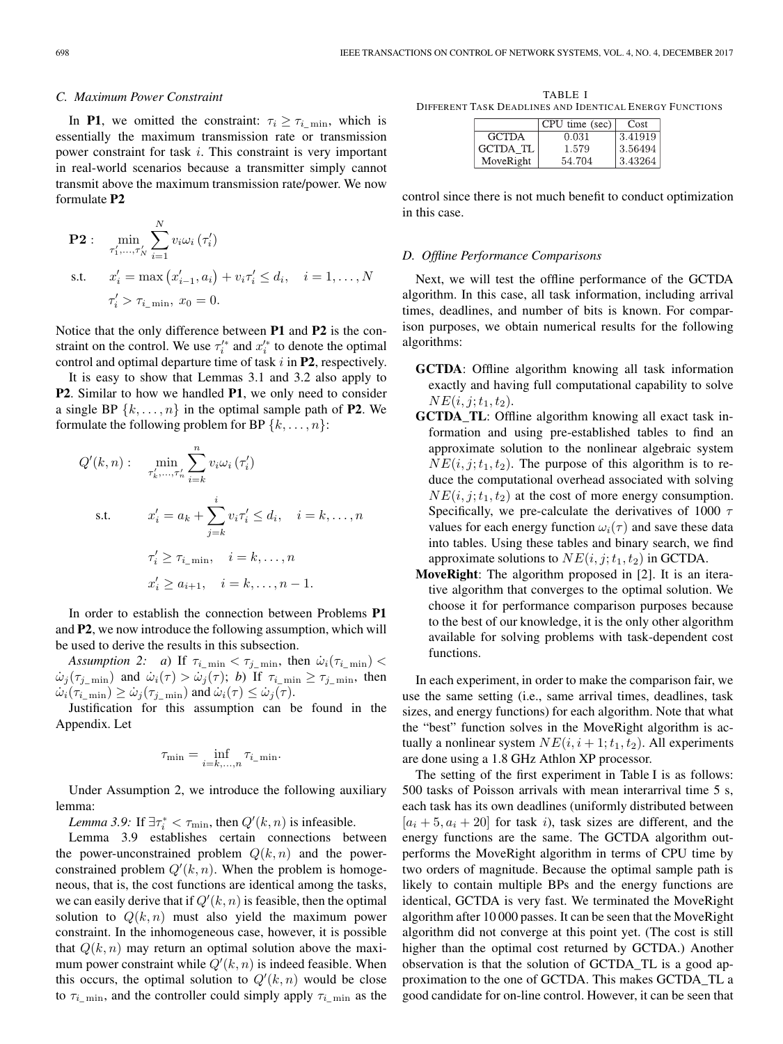### C. Maximum Power Constraint

In **P1**, we omitted the constraint: $\tau_i \geq \tau_{i\_\min}$, which is essentially the maximum transmission rate or transmission power constraint for task $i$. This constraint is very important in real-world scenarios because a transmitter simply cannot transmit above the maximum transmission rate/power. We now formulate **P2**

$$\begin{aligned}
\mathbf{P2}: \quad & \min_{\tau_1',\ldots,\tau_N'} \sum_{i=1}^{N} v_i \omega_i\left(\tau_i'\right) \\
\text{s.t.} \quad & x_i' = \max\left(x_{i-1}', a_i\right) + v_i \tau_i' \leq d_i, \quad i = 1, \ldots, N \\
& \tau_i' > \tau_{i\_\min},\ x_0 = 0.
\end{aligned}$$

Notice that the only difference between **P1** and **P2** is the constraint on the control. We use $\tau_i'^*$ and $x_i'^*$ to denote the optimal control and optimal departure time of task $i$ in **P2**, respectively.

It is easy to show that Lemmas 3.1 and 3.2 also apply to **P2**. Similar to how we handled **P1**, we only need to consider a single BP $\{k, \ldots, n\}$ in the optimal sample path of **P2**. We formulate the following problem for BP $\{k, \ldots, n\}$:

$$\begin{aligned}
Q'(k,n): \quad & \min_{\tau_k',\ldots,\tau_n'} \sum_{i=k}^{n} v_i \omega_i\left(\tau_i'\right) \\
\text{s.t.} \quad & x_i' = a_k + \sum_{j=k}^{i} v_i \tau_i' \leq d_i, \quad i = k, \ldots, n \\
& \tau_i' \geq \tau_{i\_\min}, \quad i = k, \ldots, n \\
& x_i' \geq a_{i+1}, \quad i = k, \ldots, n-1.
\end{aligned}$$

In order to establish the connection between Problems **P1** and **P2**, we now introduce the following assumption, which will be used to derive the results in this subsection.

*Assumption 2:* *a*) If $\tau_{i\_\min} < \tau_{j\_\min}$, then $\dot{\omega}_i(\tau_{i\_\min}) < \dot{\omega}_j(\tau_{j\_\min})$ and $\dot{\omega}_i(\tau) > \dot{\omega}_j(\tau)$; *b*) If $\tau_{i\_\min} \geq \tau_{j\_\min}$, then $\dot{\omega}_i(\tau_{i\_\min}) \geq \dot{\omega}_j(\tau_{j\_\min})$ and $\dot{\omega}_i(\tau) \leq \dot{\omega}_j(\tau)$.

Justification for this assumption can be found in the Appendix. Let

$$\tau_{\min} = \inf_{i=k,\ldots,n} \tau_{i\_\min}.$$

Under Assumption 2, we introduce the following auxiliary lemma:

*Lemma 3.9:* If $\exists \tau_i^* < \tau_{\min}$, then $Q'(k,n)$ is infeasible.

Lemma 3.9 establishes certain connections between the power-unconstrained problem $Q(k,n)$ and the power-constrained problem $Q'(k,n)$. When the problem is homogeneous, that is, the cost functions are identical among the tasks, we can easily derive that if $Q'(k,n)$ is feasible, then the optimal solution to $Q(k,n)$ must also yield the maximum power constraint. In the inhomogeneous case, however, it is possible that $Q(k,n)$ may return an optimal solution above the maximum power constraint while $Q'(k,n)$ is indeed feasible. When this occurs, the optimal solution to $Q'(k,n)$ would be close to $\tau_{i\_\min}$, and the controller could simply apply $\tau_{i\_\min}$ as the control since there is not much benefit to conduct optimization in this case.

### D. Offline Performance Comparisons

Next, we will test the offline performance of the GCTDA algorithm. In this case, all task information, including arrival times, deadlines, and number of bits is known. For comparison purposes, we obtain numerical results for the following algorithms:

- **GCTDA**: Offline algorithm knowing all task information exactly and having full computational capability to solve $NE(i,j;t_1,t_2)$.
- **GCTDA_TL**: Offline algorithm knowing all exact task information and using pre-established tables to find an approximate solution to the nonlinear algebraic system $NE(i,j;t_1,t_2)$. The purpose of this algorithm is to reduce the computational overhead associated with solving $NE(i,j;t_1,t_2)$ at the cost of more energy consumption. Specifically, we pre-calculate the derivatives of 1000 $\tau$ values for each energy function $\omega_i(\tau)$ and save these data into tables. Using these tables and binary search, we find approximate solutions to $NE(i,j;t_1,t_2)$ in GCTDA.
- **MoveRight**: The algorithm proposed in [2]. It is an iterative algorithm that converges to the optimal solution. We choose it for performance comparison purposes because to the best of our knowledge, it is the only other algorithm available for solving problems with task-dependent cost functions.

In each experiment, in order to make the comparison fair, we use the same setting (i.e., same arrival times, deadlines, task sizes, and energy functions) for each algorithm. Note that what the "best" function solves in the MoveRight algorithm is actually a nonlinear system $NE(i,i+1;t_1,t_2)$. All experiments are done using a 1.8 GHz Athlon XP processor.

TABLE I
DIFFERENT TASK DEADLINES AND IDENTICAL ENERGY FUNCTIONS

| | CPU time (sec) | Cost |
|---|---|---|
| GCTDA | 0.031 | 3.41919 |
| GCTDA_TL | 1.579 | 3.56494 |
| MoveRight | 54.704 | 3.43264 |

The setting of the first experiment in Table I is as follows: 500 tasks of Poisson arrivals with mean interarrival time 5 s, each task has its own deadlines (uniformly distributed between $[a_i + 5, a_i + 20]$ for task $i$), task sizes are different, and the energy functions are the same. The GCTDA algorithm outperforms the MoveRight algorithm in terms of CPU time by two orders of magnitude. Because the optimal sample path is likely to contain multiple BPs and the energy functions are identical, GCTDA is very fast. We terminated the MoveRight algorithm after 10 000 passes. It can be seen that the MoveRight algorithm did not converge at this point yet. (The cost is still higher than the optimal cost returned by GCTDA.) Another observation is that the solution of GCTDA_TL is a good approximation to the one of GCTDA. This makes GCTDA_TL a good candidate for on-line control. However, it can be seen that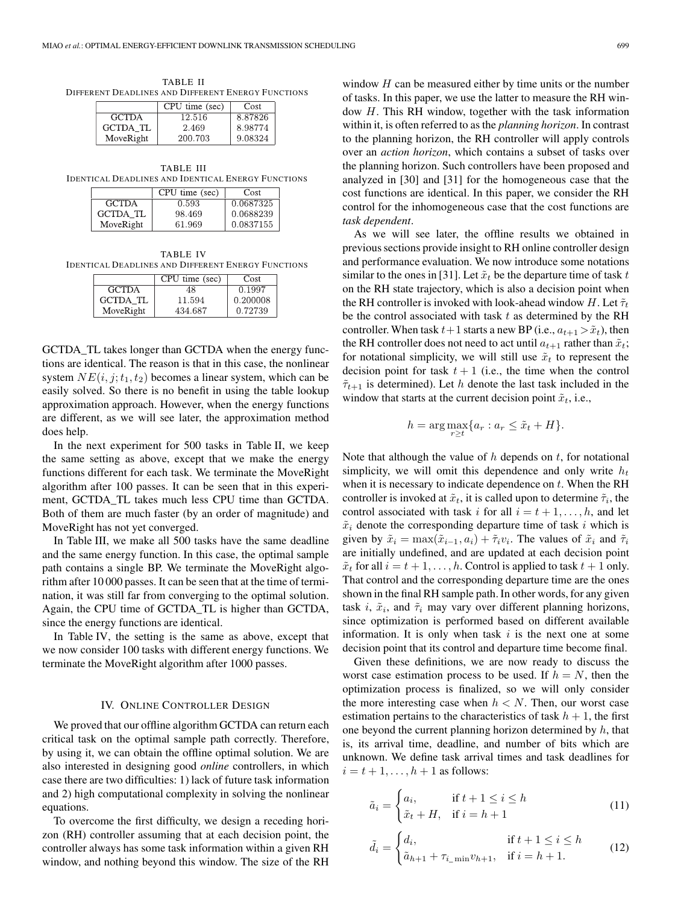TABLE II
DIFFERENT DEADLINES AND DIFFERENT ENERGY FUNCTIONS

| | CPU time (sec) | Cost |
|---|---|---|
| GCTDA | 12.516 | 8.87826 |
| GCTDA_TL | 2.469 | 8.98774 |
| MoveRight | 200.703 | 9.08324 |

TABLE III
IDENTICAL DEADLINES AND IDENTICAL ENERGY FUNCTIONS

| | CPU time (sec) | Cost |
|---|---|---|
| GCTDA | 0.593 | 0.0687325 |
| GCTDA_TL | 98.469 | 0.0688239 |
| MoveRight | 61.969 | 0.0837155 |

TABLE IV
IDENTICAL DEADLINES AND DIFFERENT ENERGY FUNCTIONS

| | CPU time (sec) | Cost |
|---|---|---|
| GCTDA | 48 | 0.1997 |
| GCTDA_TL | 11.594 | 0.200008 |
| MoveRight | 434.687 | 0.72739 |

GCTDA_TL takes longer than GCTDA when the energy functions are identical. The reason is that in this case, the nonlinear system $NE(i, j; t_1, t_2)$ becomes a linear system, which can be easily solved. So there is no benefit in using the table lookup approximation approach. However, when the energy functions are different, as we will see later, the approximation method does help.

In the next experiment for 500 tasks in Table II, we keep the same setting as above, except that we make the energy functions different for each task. We terminate the MoveRight algorithm after 100 passes. It can be seen that in this experiment, GCTDA_TL takes much less CPU time than GCTDA. Both of them are much faster (by an order of magnitude) and MoveRight has not yet converged.

In Table III, we make all 500 tasks have the same deadline and the same energy function. In this case, the optimal sample path contains a single BP. We terminate the MoveRight algorithm after 10 000 passes. It can be seen that at the time of termination, it was still far from converging to the optimal solution. Again, the CPU time of GCTDA_TL is higher than GCTDA, since the energy functions are identical.

In Table IV, the setting is the same as above, except that we now consider 100 tasks with different energy functions. We terminate the MoveRight algorithm after 1000 passes.

## IV. Online Controller Design

We proved that our offline algorithm GCTDA can return each critical task on the optimal sample path correctly. Therefore, by using it, we can obtain the offline optimal solution. We are also interested in designing good *online* controllers, in which case there are two difficulties: 1) lack of future task information and 2) high computational complexity in solving the nonlinear equations.

To overcome the first difficulty, we design a receding horizon (RH) controller assuming that at each decision point, the controller always has some task information within a given RH window, and nothing beyond this window. The size of the RH window $H$ can be measured either by time units or the number of tasks. In this paper, we use the latter to measure the RH window $H$. This RH window, together with the task information within it, is often referred to as the *planning horizon*. In contrast to the planning horizon, the RH controller will apply controls over an *action horizon*, which contains a subset of tasks over the planning horizon. Such controllers have been proposed and analyzed in [30] and [31] for the homogeneous case that the cost functions are identical. In this paper, we consider the RH control for the inhomogeneous case that the cost functions are *task dependent*.

As we will see later, the offline results we obtained in previous sections provide insight to RH online controller design and performance evaluation. We now introduce some notations similar to the ones in [31]. Let $\tilde{x}_t$ be the departure time of task $t$ on the RH state trajectory, which is also a decision point when the RH controller is invoked with look-ahead window $H$. Let $\tilde{\tau}_t$ be the control associated with task $t$ as determined by the RH controller. When task $t+1$ starts a new BP (i.e., $a_{t+1} > \tilde{x}_t$), then the RH controller does not need to act until $a_{t+1}$ rather than $\tilde{x}_t$; for notational simplicity, we will still use $\tilde{x}_t$ to represent the decision point for task $t+1$ (i.e., the time when the control $\tilde{\tau}_{t+1}$ is determined). Let $h$ denote the last task included in the window that starts at the current decision point $\tilde{x}_t$, i.e.,

$$h = \arg\max_{r \geq t} \{a_r : a_r \leq \tilde{x}_t + H\}.$$

Note that although the value of $h$ depends on $t$, for notational simplicity, we will omit this dependence and only write $h_t$ when it is necessary to indicate dependence on $t$. When the RH controller is invoked at $\tilde{x}_t$, it is called upon to determine $\tilde{\tau}_i$, the control associated with task $i$ for all $i = t+1, \ldots, h$, and let $\tilde{x}_i$ denote the corresponding departure time of task $i$ which is given by $\tilde{x}_i = \max(\tilde{x}_{i-1}, a_i) + \tilde{\tau}_i v_i$. The values of $\tilde{x}_i$ and $\tilde{\tau}_i$ are initially undefined, and are updated at each decision point $\tilde{x}_t$ for all $i = t+1, \ldots, h$. Control is applied to task $t+1$ only. That control and the corresponding departure time are the ones shown in the final RH sample path. In other words, for any given task $i$, $\tilde{x}_i$, and $\tilde{\tau}_i$ may vary over different planning horizons, since optimization is performed based on different available information. It is only when task $i$ is the next one at some decision point that its control and departure time become final.

Given these definitions, we are now ready to discuss the worst case estimation process to be used. If $h = N$, then the optimization process is finalized, so we will only consider the more interesting case when $h < N$. Then, our worst case estimation pertains to the characteristics of task $h+1$, the first one beyond the current planning horizon determined by $h$, that is, its arrival time, deadline, and number of bits which are unknown. We define task arrival times and task deadlines for $i = t+1, \ldots, h+1$ as follows:

$$\tilde{a}_i = \begin{cases} a_i, & \text{if } t+1 \leq i \leq h \\ \tilde{x}_t + H, & \text{if } i = h+1 \end{cases} \tag{11}$$

$$\tilde{d}_i = \begin{cases} d_i, & \text{if } t+1 \leq i \leq h \\ \tilde{a}_{h+1} + \tau_{i\_\min} v_{h+1}, & \text{if } i = h+1. \end{cases} \tag{12}$$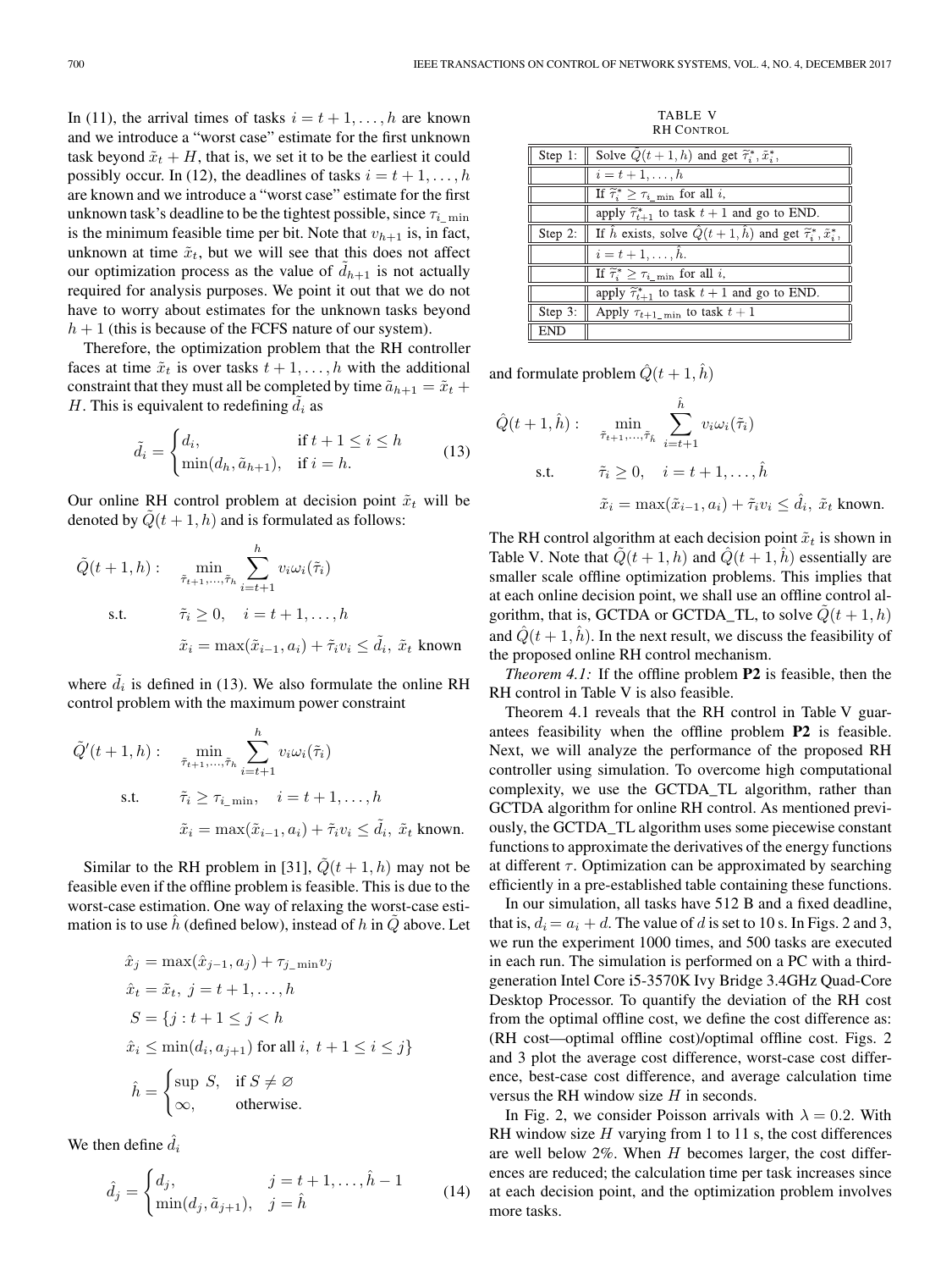In (11), the arrival times of tasks $i = t+1, \ldots, h$ are known and we introduce a "worst case" estimate for the first unknown task beyond $\tilde{x}_t + H$, that is, we set it to be the earliest it could possibly occur. In (12), the deadlines of tasks $i = t+1, \ldots, h$ are known and we introduce a "worst case" estimate for the first unknown task's deadline to be the tightest possible, since $\tau_{i\_\min}$ is the minimum feasible time per bit. Note that $v_{h+1}$ is, in fact, unknown at time $\tilde{x}_t$, but we will see that this does not affect our optimization process as the value of $\tilde{d}_{h+1}$ is not actually required for analysis purposes. We point it out that we do not have to worry about estimates for the unknown tasks beyond $h+1$ (this is because of the FCFS nature of our system).

Therefore, the optimization problem that the RH controller faces at time $\tilde{x}_t$ is over tasks $t+1, \ldots, h$ with the additional constraint that they must all be completed by time $\tilde{a}_{h+1} = \tilde{x}_t + H$. This is equivalent to redefining $\tilde{d}_i$ as

$$\tilde{d}_i = \begin{cases} d_i, & \text{if } t+1 \le i \le h \\ \min(d_h, \tilde{a}_{h+1}), & \text{if } i = h. \end{cases} \tag{13}$$

Our online RH control problem at decision point $\tilde{x}_t$ will be denoted by $\tilde{Q}(t+1, h)$ and is formulated as follows:

$$\begin{aligned} \tilde{Q}(t+1,h): \quad & \min_{\tilde{\tau}_{t+1},\ldots,\tilde{\tau}_h} \sum_{i=t+1}^{h} v_i \omega_i(\tilde{\tau}_i) \\ \text{s.t.} \quad & \tilde{\tau}_i \ge 0, \quad i = t+1, \ldots, h \\ & \tilde{x}_i = \max(\tilde{x}_{i-1}, a_i) + \tilde{\tau}_i v_i \le \tilde{d}_i, \ \tilde{x}_t \text{ known} \end{aligned}$$

where $\tilde{d}_i$ is defined in (13). We also formulate the online RH control problem with the maximum power constraint

$$\begin{aligned} \tilde{Q}'(t+1,h): \quad & \min_{\tilde{\tau}_{t+1},\ldots,\tilde{\tau}_h} \sum_{i=t+1}^{h} v_i \omega_i(\tilde{\tau}_i) \\ \text{s.t.} \quad & \tilde{\tau}_i \ge \tau_{i\_\min}, \quad i = t+1, \ldots, h \\ & \tilde{x}_i = \max(\tilde{x}_{i-1}, a_i) + \tilde{\tau}_i v_i \le \tilde{d}_i, \ \tilde{x}_t \text{ known.} \end{aligned}$$

Similar to the RH problem in [31], $\tilde{Q}(t+1, h)$ may not be feasible even if the offline problem is feasible. This is due to the worst-case estimation. One way of relaxing the worst-case estimation is to use $\hat{h}$ (defined below), instead of $h$ in $\tilde{Q}$ above. Let

$$\begin{aligned} & \hat{x}_j = \max(\hat{x}_{j-1}, a_j) + \tau_{j\_\min} v_j \\ & \hat{x}_t = \tilde{x}_t, \ j = t+1, \ldots, h \\ & S = \{ j : t+1 \le j < h \\ & \hat{x}_i \le \min(d_i, a_{j+1}) \text{ for all } i, \ t+1 \le i \le j \} \\ & \hat{h} = \begin{cases} \sup S, & \text{if } S \ne \varnothing \\ \infty, & \text{otherwise.} \end{cases} \end{aligned}$$

We then define $\hat{d}_i$

$$\hat{d}_j = \begin{cases} d_j, & j = t+1, \ldots, \hat{h} - 1 \\ \min(d_j, \tilde{a}_{j+1}), & j = \hat{h} \end{cases} \tag{14}$$

TABLE V
RH CONTROL

| | |
|---|---|
| Step 1: | Solve $\tilde{Q}(t+1,h)$ and get $\tilde{\tau}_i^*, \tilde{x}_i^*$, |
| | $i = t+1, \ldots, h$ |
| | If $\tilde{\tau}_i^* \ge \tau_{i\_\min}$ for all $i$, |
| | apply $\tilde{\tau}_{t+1}^*$ to task $t+1$ and go to END. |
| Step 2: | If $\hat{h}$ exists, solve $\hat{Q}(t+1,\hat{h})$ and get $\tilde{\tau}_i^*, \tilde{x}_i^*$, |
| | $i = t+1, \ldots, \hat{h}$. |
| | If $\tilde{\tau}_i^* \ge \tau_{i\_\min}$ for all $i$, |
| | apply $\tilde{\tau}_{t+1}^*$ to task $t+1$ and go to END. |
| Step 3: | Apply $\tau_{t+1\_\min}$ to task $t+1$ |
| END | |

and formulate problem $\hat{Q}(t+1, \hat{h})$

$$\begin{aligned} \hat{Q}(t+1,\hat{h}): \quad & \min_{\tilde{\tau}_{t+1},\ldots,\tilde{\tau}_{\hat{h}}} \sum_{i=t+1}^{\hat{h}} v_i \omega_i(\tilde{\tau}_i) \\ \text{s.t.} \quad & \tilde{\tau}_i \ge 0, \quad i = t+1, \ldots, \hat{h} \\ & \tilde{x}_i = \max(\tilde{x}_{i-1}, a_i) + \tilde{\tau}_i v_i \le \hat{d}_i, \ \tilde{x}_t \text{ known.} \end{aligned}$$

The RH control algorithm at each decision point $\tilde{x}_t$ is shown in Table V. Note that $\tilde{Q}(t+1, h)$ and $\hat{Q}(t+1, \hat{h})$ essentially are smaller scale offline optimization problems. This implies that at each online decision point, we shall use an offline control algorithm, that is, GCTDA or GCTDA_TL, to solve $\tilde{Q}(t+1, h)$ and $\hat{Q}(t+1, \hat{h})$. In the next result, we discuss the feasibility of the proposed online RH control mechanism.

*Theorem 4.1:* If the offline problem **P2** is feasible, then the RH control in Table V is also feasible.

Theorem 4.1 reveals that the RH control in Table V guarantees feasibility when the offline problem **P2** is feasible. Next, we will analyze the performance of the proposed RH controller using simulation. To overcome high computational complexity, we use the GCTDA_TL algorithm, rather than GCTDA algorithm for online RH control. As mentioned previously, the GCTDA_TL algorithm uses some piecewise constant functions to approximate the derivatives of the energy functions at different $\tau$. Optimization can be approximated by searching efficiently in a pre-established table containing these functions.

In our simulation, all tasks have 512 B and a fixed deadline, that is, $d_i = a_i + d$. The value of $d$ is set to 10 s. In Figs. 2 and 3, we run the experiment 1000 times, and 500 tasks are executed in each run. The simulation is performed on a PC with a third-generation Intel Core i5-3570K Ivy Bridge 3.4GHz Quad-Core Desktop Processor. To quantify the deviation of the RH cost from the optimal offline cost, we define the cost difference as: (RH cost—optimal offline cost)/optimal offline cost. Figs. 2 and 3 plot the average cost difference, worst-case cost difference, best-case cost difference, and average calculation time versus the RH window size $H$ in seconds.

In Fig. 2, we consider Poisson arrivals with $\lambda = 0.2$. With RH window size $H$ varying from 1 to 11 s, the cost differences are well below 2%. When $H$ becomes larger, the cost differences are reduced; the calculation time per task increases since at each decision point, and the optimization problem involves more tasks.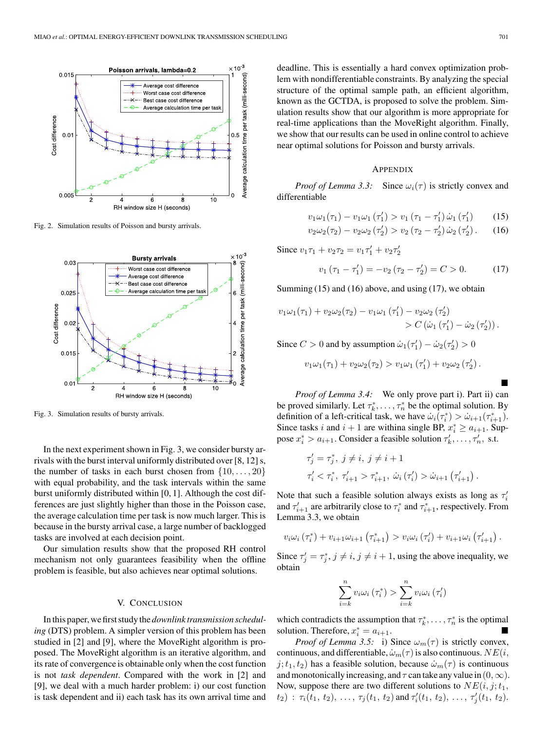Fig. 2. Simulation results of Poisson and bursty arrivals.

Fig. 3. Simulation results of bursty arrivals.

In the next experiment shown in Fig. 3, we consider bursty arrivals with the burst interval uniformly distributed over [8, 12] s, the number of tasks in each burst chosen from $\{10, \ldots, 20\}$ with equal probability, and the task intervals within the same burst uniformly distributed within [0, 1]. Although the cost differences are just slightly higher than those in the Poisson case, the average calculation time per task is now much larger. This is because in the bursty arrival case, a large number of backlogged tasks are involved at each decision point.

Our simulation results show that the proposed RH control mechanism not only guarantees feasibility when the offline problem is feasible, but also achieves near optimal solutions.

## V. Conclusion

In this paper, we first study the *downlink transmission scheduling* (DTS) problem. A simpler version of this problem has been studied in [2] and [9], where the MoveRight algorithm is proposed. The MoveRight algorithm is an iterative algorithm, and its rate of convergence is obtainable only when the cost function is not *task dependent*. Compared with the work in [2] and [9], we deal with a much harder problem: i) our cost function is task dependent and ii) each task has its own arrival time and deadline. This is essentially a hard convex optimization problem with nondifferentiable constraints. By analyzing the special structure of the optimal sample path, an efficient algorithm, known as the GCTDA, is proposed to solve the problem. Simulation results show that our algorithm is more appropriate for real-time applications than the MoveRight algorithm. Finally, we show that our results can be used in online control to achieve near optimal solutions for Poisson and bursty arrivals.

## Appendix

*Proof of Lemma 3.3:* Since $\omega_i(\tau)$ is strictly convex and differentiable

$$v_1\omega_1(\tau_1) - v_1\omega_1(\tau_1') > v_1(\tau_1 - \tau_1')\dot{\omega}_1(\tau_1') \tag{15}$$

$$v_2\omega_2(\tau_2) - v_2\omega_2(\tau_2') > v_2(\tau_2 - \tau_2')\dot{\omega}_2(\tau_2'). \tag{16}$$

Since $v_1\tau_1 + v_2\tau_2 = v_1\tau_1' + v_2\tau_2'$

$$v_1(\tau_1 - \tau_1') = -v_2(\tau_2 - \tau_2') = C > 0. \tag{17}$$

Summing (15) and (16) above, and using (17), we obtain

$$v_1\omega_1(\tau_1) + v_2\omega_2(\tau_2) - v_1\omega_1(\tau_1') - v_2\omega_2(\tau_2') > C\left(\dot{\omega}_1(\tau_1') - \dot{\omega}_2(\tau_2')\right).$$

Since $C > 0$ and by assumption $\dot{\omega}_1(\tau_1') - \dot{\omega}_2(\tau_2') > 0$

$$v_1\omega_1(\tau_1) + v_2\omega_2(\tau_2) > v_1\omega_1(\tau_1') + v_2\omega_2(\tau_2').$$

■

*Proof of Lemma 3.4:* We only prove part i). Part ii) can be proved similarly. Let $\tau_k^*, \ldots, \tau_n^*$ be the optimal solution. By definition of a left-critical task, we have $\dot{\omega}_i(\tau_i^*) > \dot{\omega}_{i+1}(\tau_{i+1}^*)$. Since tasks $i$ and $i+1$ are withina single BP, $x_i^* \geq a_{i+1}$. Suppose $x_i^* > a_{i+1}$. Consider a feasible solution $\tau_k', \ldots, \tau_n'$, s.t.

$$\tau_j' = \tau_j^*, \ j \neq i, \ j \neq i+1$$

$$\tau_i' < \tau_i^*, \ \tau_{i+1}' > \tau_{i+1}^*, \ \dot{\omega}_i(\tau_i') > \dot{\omega}_{i+1}(\tau_{i+1}').$$

Note that such a feasible solution always exists as long as $\tau_i'$ and $\tau_{i+1}'$ are arbitrarily close to $\tau_i^*$ and $\tau_{i+1}^*$, respectively. From Lemma 3.3, we obtain

$$v_i\omega_i(\tau_i^*) + v_{i+1}\omega_{i+1}(\tau_{i+1}^*) > v_i\omega_i(\tau_i') + v_{i+1}\omega_i(\tau_{i+1}').$$

Since $\tau_j' = \tau_j^*, j \neq i, j \neq i+1$, using the above inequality, we obtain

$$\sum_{i=k}^{n} v_i\omega_i(\tau_i^*) > \sum_{i=k}^{n} v_i\omega_i(\tau_i')$$

which contradicts the assumption that $\tau_k^*, \ldots, \tau_n^*$ is the optimal solution. Therefore, $x_i^* = a_{i+1}$. ■

*Proof of Lemma 3.5:* i) Since $\omega_m(\tau)$ is strictly convex, continuous, and differentiable, $\dot{\omega}_m(\tau)$ is also continuous. $NE(i, j; t_1, t_2)$ has a feasible solution, because $\dot{\omega}_m(\tau)$ is continuous and monotonically increasing, and $\tau$ can take any value in $(0, \infty)$. Now, suppose there are two different solutions to $NE(i, j; t_1, t_2)$ : $\tau_i(t_1, t_2), \ldots, \tau_j(t_1, t_2)$ and $\tau_i'(t_1, t_2), \ldots, \tau_j'(t_1, t_2)$.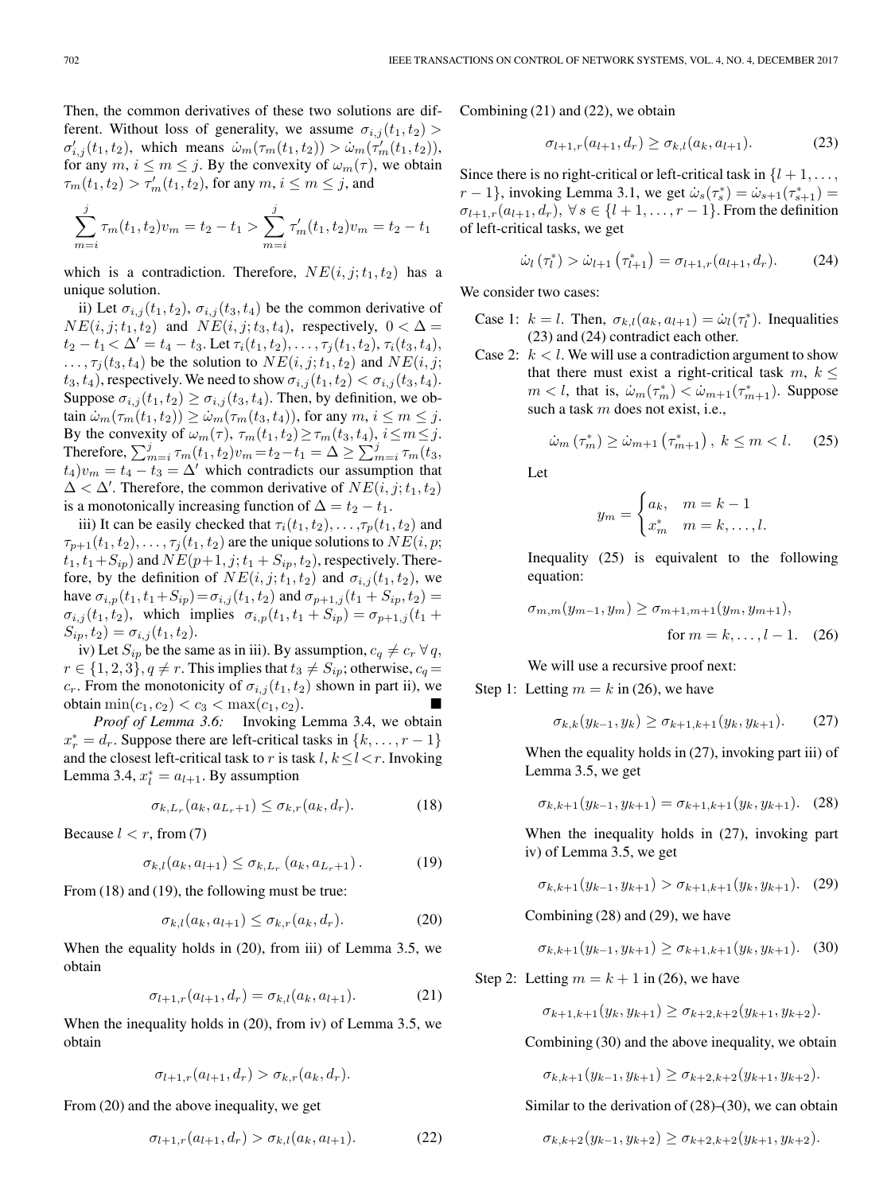Then, the common derivatives of these two solutions are different. Without loss of generality, we assume $\sigma_{i,j}(t_1,t_2) > \sigma'_{i,j}(t_1,t_2)$, which means $\dot{\omega}_m(\tau_m(t_1,t_2)) > \dot{\omega}_m(\tau'_m(t_1,t_2))$, for any $m$, $i \leq m \leq j$. By the convexity of $\omega_m(\tau)$, we obtain $\tau_m(t_1,t_2) > \tau'_m(t_1,t_2)$, for any $m$, $i \leq m \leq j$, and

$$\sum_{m=i}^{j} \tau_m(t_1,t_2)v_m = t_2 - t_1 > \sum_{m=i}^{j} \tau'_m(t_1,t_2)v_m = t_2 - t_1$$

which is a contradiction. Therefore, $NE(i,j;t_1,t_2)$ has a unique solution.

ii) Let $\sigma_{i,j}(t_1,t_2)$, $\sigma_{i,j}(t_3,t_4)$ be the common derivative of $NE(i,j;t_1,t_2)$ and $NE(i,j;t_3,t_4)$, respectively, $0 < \Delta = t_2 - t_1 < \Delta' = t_4 - t_3$. Let $\tau_i(t_1,t_2),\ldots,\tau_j(t_1,t_2)$, $\tau_i(t_3,t_4)$, $\ldots,\tau_j(t_3,t_4)$ be the solution to $NE(i,j;t_1,t_2)$ and $NE(i,j;t_3,t_4)$, respectively. We need to show $\sigma_{i,j}(t_1,t_2) < \sigma_{i,j}(t_3,t_4)$. Suppose $\sigma_{i,j}(t_1,t_2) \geq \sigma_{i,j}(t_3,t_4)$. Then, by definition, we obtain $\dot{\omega}_m(\tau_m(t_1,t_2)) \geq \dot{\omega}_m(\tau_m(t_3,t_4))$, for any $m$, $i \leq m \leq j$. By the convexity of $\omega_m(\tau)$, $\tau_m(t_1,t_2) \geq \tau_m(t_3,t_4)$, $i \leq m \leq j$. Therefore, $\sum_{m=i}^{j} \tau_m(t_1,t_2)v_m = t_2 - t_1 = \Delta \geq \sum_{m=i}^{j} \tau_m(t_3,t_4)v_m = t_4 - t_3 = \Delta'$ which contradicts our assumption that $\Delta < \Delta'$. Therefore, the common derivative of $NE(i,j;t_1,t_2)$ is a monotonically increasing function of $\Delta = t_2 - t_1$.

iii) It can be easily checked that $\tau_i(t_1,t_2),\ldots,\tau_p(t_1,t_2)$ and $\tau_{p+1}(t_1,t_2),\ldots,\tau_j(t_1,t_2)$ are the unique solutions to $NE(i,p;t_1,t_1+S_{ip})$ and $NE(p+1,j;t_1+S_{ip},t_2)$, respectively. Therefore, by the definition of $NE(i,j;t_1,t_2)$ and $\sigma_{i,j}(t_1,t_2)$, we have $\sigma_{i,p}(t_1,t_1+S_{ip}) = \sigma_{i,j}(t_1,t_2)$ and $\sigma_{p+1,j}(t_1+S_{ip},t_2) = \sigma_{i,j}(t_1,t_2)$, which implies $\sigma_{i,p}(t_1,t_1+S_{ip}) = \sigma_{p+1,j}(t_1+S_{ip},t_2) = \sigma_{i,j}(t_1,t_2)$.

iv) Let $S_{ip}$ be the same as in iii). By assumption, $c_q \neq c_r\ \forall q$, $r \in \{1,2,3\}$, $q \neq r$. This implies that $t_3 \neq S_{ip}$; otherwise, $c_q = c_r$. From the monotonicity of $\sigma_{i,j}(t_1,t_2)$ shown in part ii), we obtain $\min(c_1,c_2) < c_3 < \max(c_1,c_2)$. ■

*Proof of Lemma 3.6:* Invoking Lemma 3.4, we obtain $x^*_r = d_r$. Suppose there are left-critical tasks in $\{k,\ldots,r-1\}$ and the closest left-critical task to $r$ is task $l$, $k \leq l < r$. Invoking Lemma 3.4, $x^*_l = a_{l+1}$. By assumption

$$\sigma_{k,L_r}(a_k,a_{L_r+1}) \leq \sigma_{k,r}(a_k,d_r). \tag{18}$$

Because $l < r$, from (7)

$$\sigma_{k,l}(a_k,a_{l+1}) \leq \sigma_{k,L_r}(a_k,a_{L_r+1}). \tag{19}$$

From (18) and (19), the following must be true:

$$\sigma_{k,l}(a_k,a_{l+1}) \leq \sigma_{k,r}(a_k,d_r). \tag{20}$$

When the equality holds in (20), from iii) of Lemma 3.5, we obtain

$$\sigma_{l+1,r}(a_{l+1},d_r) = \sigma_{k,l}(a_k,a_{l+1}). \tag{21}$$

When the inequality holds in (20), from iv) of Lemma 3.5, we obtain

$$\sigma_{l+1,r}(a_{l+1},d_r) > \sigma_{k,r}(a_k,d_r).$$

From (20) and the above inequality, we get

$$\sigma_{l+1,r}(a_{l+1},d_r) > \sigma_{k,l}(a_k,a_{l+1}). \tag{22}$$

Combining (21) and (22), we obtain

$$\sigma_{l+1,r}(a_{l+1},d_r) \geq \sigma_{k,l}(a_k,a_{l+1}). \tag{23}$$

Since there is no right-critical or left-critical task in $\{l+1,\ldots,r-1\}$, invoking Lemma 3.1, we get $\dot{\omega}_s(\tau^*_s) = \dot{\omega}_{s+1}(\tau^*_{s+1}) = \sigma_{l+1,r}(a_{l+1},d_r)$, $\forall s \in \{l+1,\ldots,r-1\}$. From the definition of left-critical tasks, we get

$$\dot{\omega}_l(\tau^*_l) > \dot{\omega}_{l+1}(\tau^*_{l+1}) = \sigma_{l+1,r}(a_{l+1},d_r). \tag{24}$$

We consider two cases:

Case 1: $k = l$. Then, $\sigma_{k,l}(a_k,a_{l+1}) = \dot{\omega}_l(\tau^*_l)$. Inequalities (23) and (24) contradict each other.

Case 2: $k < l$. We will use a contradiction argument to show that there must exist a right-critical task $m$, $k \leq m < l$, that is, $\dot{\omega}_m(\tau^*_m) < \dot{\omega}_{m+1}(\tau^*_{m+1})$. Suppose such a task $m$ does not exist, i.e.,

$$\dot{\omega}_m(\tau^*_m) \geq \dot{\omega}_{m+1}(\tau^*_{m+1}),\ k \leq m < l. \tag{25}$$

Let

$$y_m = \begin{cases} a_k, & m = k-1 \\ x^*_m & m = k,\ldots,l. \end{cases}$$

Inequality (25) is equivalent to the following equation:

$$\sigma_{m,m}(y_{m-1},y_m) \geq \sigma_{m+1,m+1}(y_m,y_{m+1}), \quad \text{for } m = k,\ldots,l-1. \tag{26}$$

We will use a recursive proof next:

Step 1: Letting $m = k$ in (26), we have

$$\sigma_{k,k}(y_{k-1},y_k) \geq \sigma_{k+1,k+1}(y_k,y_{k+1}). \tag{27}$$

When the equality holds in (27), invoking part iii) of Lemma 3.5, we get

$$\sigma_{k,k+1}(y_{k-1},y_{k+1}) = \sigma_{k+1,k+1}(y_k,y_{k+1}). \tag{28}$$

When the inequality holds in (27), invoking part iv) of Lemma 3.5, we get

$$\sigma_{k,k+1}(y_{k-1},y_{k+1}) > \sigma_{k+1,k+1}(y_k,y_{k+1}). \tag{29}$$

Combining (28) and (29), we have

$$\sigma_{k,k+1}(y_{k-1},y_{k+1}) \geq \sigma_{k+1,k+1}(y_k,y_{k+1}). \tag{30}$$

Step 2: Letting $m = k+1$ in (26), we have

$$\sigma_{k+1,k+1}(y_k,y_{k+1}) \geq \sigma_{k+2,k+2}(y_{k+1},y_{k+2}).$$

Combining (30) and the above inequality, we obtain

$$\sigma_{k,k+1}(y_{k-1},y_{k+1}) \geq \sigma_{k+2,k+2}(y_{k+1},y_{k+2}).$$

Similar to the derivation of (28)–(30), we can obtain

$$\sigma_{k,k+2}(y_{k-1},y_{k+2}) \geq \sigma_{k+2,k+2}(y_{k+1},y_{k+2}).$$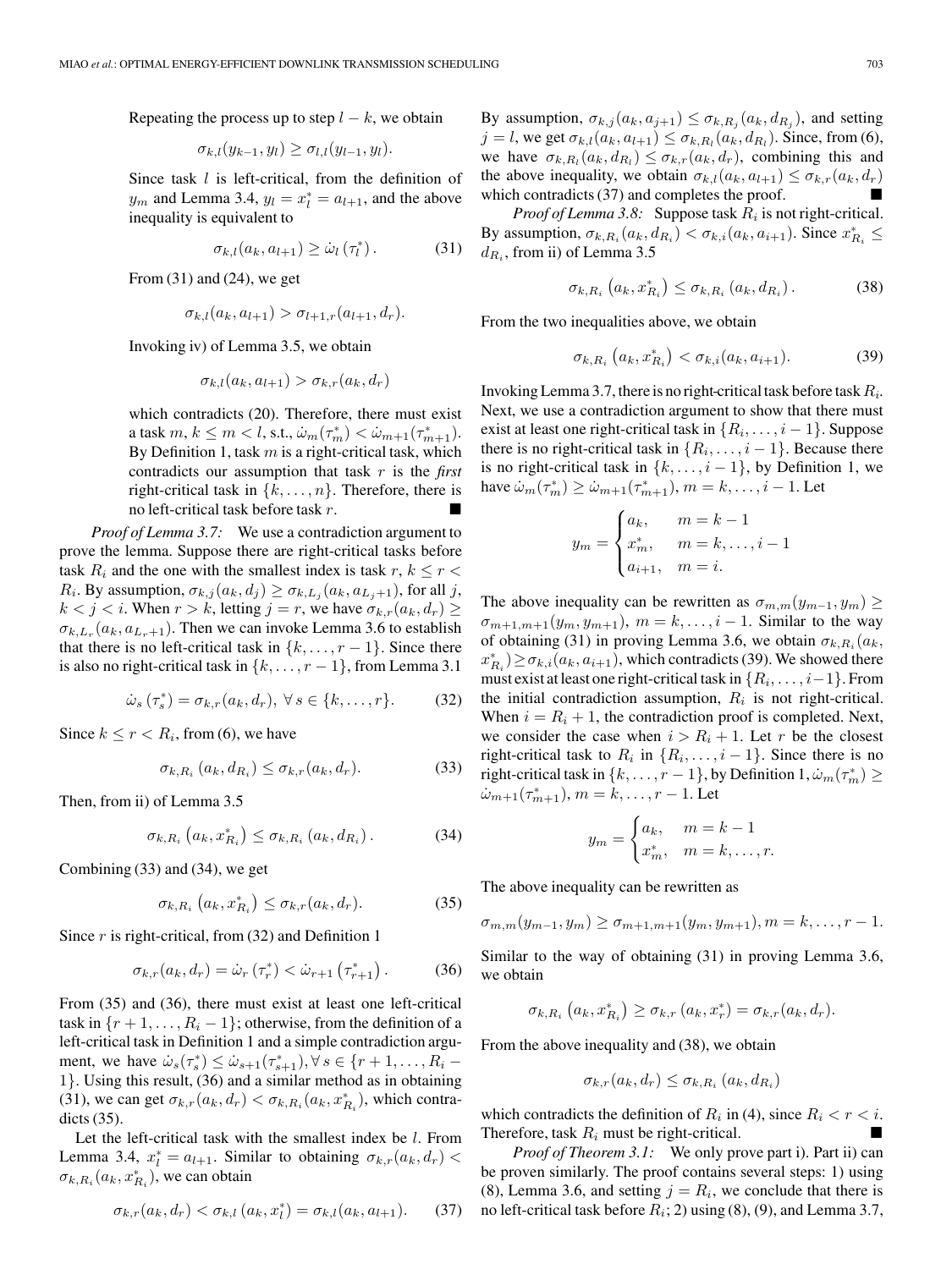Repeating the process up to step $l-k$, we obtain

$$\sigma_{k,l}(y_{k-1}, y_l) \geq \sigma_{l,l}(y_{l-1}, y_l).$$

Since task $l$ is left-critical, from the definition of $y_m$ and Lemma 3.4, $y_l = x_l^* = a_{l+1}$, and the above inequality is equivalent to

$$\sigma_{k,l}(a_k, a_{l+1}) \geq \dot{\omega}_l(\tau_l^*). \tag{31}$$

From (31) and (24), we get

$$\sigma_{k,l}(a_k, a_{l+1}) > \sigma_{l+1,r}(a_{l+1}, d_r).$$

Invoking iv) of Lemma 3.5, we obtain

$$\sigma_{k,l}(a_k, a_{l+1}) > \sigma_{k,r}(a_k, d_r)$$

which contradicts (20). Therefore, there must exist a task $m$, $k \leq m < l$, s.t., $\dot{\omega}_m(\tau_m^*) < \dot{\omega}_{m+1}(\tau_{m+1}^*)$. By Definition 1, task $m$ is a right-critical task, which contradicts our assumption that task $r$ is the *first* right-critical task in $\{k, \ldots, n\}$. Therefore, there is no left-critical task before task $r$. ∎

*Proof of Lemma 3.7:* We use a contradiction argument to prove the lemma. Suppose there are right-critical tasks before task $R_i$ and the one with the smallest index is task $r$, $k \leq r < R_i$. By assumption, $\sigma_{k,j}(a_k, d_j) \geq \sigma_{k,L_j}(a_k, a_{L_j+1})$, for all $j$, $k < j < i$. When $r > k$, letting $j = r$, we have $\sigma_{k,r}(a_k, d_r) \geq \sigma_{k,L_r}(a_k, a_{L_r+1})$. Then we can invoke Lemma 3.6 to establish that there is no left-critical task in $\{k, \ldots, r-1\}$. Since there is also no right-critical task in $\{k, \ldots, r-1\}$, from Lemma 3.1

$$\dot{\omega}_s(\tau_s^*) = \sigma_{k,r}(a_k, d_r), \ \forall\, s \in \{k, \ldots, r\}. \tag{32}$$

Since $k \leq r < R_i$, from (6), we have

$$\sigma_{k,R_i}(a_k, d_{R_i}) \leq \sigma_{k,r}(a_k, d_r). \tag{33}$$

Then, from ii) of Lemma 3.5

$$\sigma_{k,R_i}\left(a_k, x_{R_i}^*\right) \leq \sigma_{k,R_i}(a_k, d_{R_i}). \tag{34}$$

Combining (33) and (34), we get

$$\sigma_{k,R_i}\left(a_k, x_{R_i}^*\right) \leq \sigma_{k,r}(a_k, d_r). \tag{35}$$

Since $r$ is right-critical, from (32) and Definition 1

$$\sigma_{k,r}(a_k, d_r) = \dot{\omega}_r(\tau_r^*) < \dot{\omega}_{r+1}\left(\tau_{r+1}^*\right). \tag{36}$$

From (35) and (36), there must exist at least one left-critical task in $\{r+1, \ldots, R_i-1\}$; otherwise, from the definition of a left-critical task in Definition 1 and a simple contradiction argument, we have $\dot{\omega}_s(\tau_s^*) \leq \dot{\omega}_{s+1}(\tau_{s+1}^*), \forall\, s \in \{r+1, \ldots, R_i - 1\}$. Using this result, (36) and a similar method as in obtaining (31), we can get $\sigma_{k,r}(a_k, d_r) < \sigma_{k,R_i}(a_k, x_{R_i}^*)$, which contradicts (35).

Let the left-critical task with the smallest index be $l$. From Lemma 3.4, $x_l^* = a_{l+1}$. Similar to obtaining $\sigma_{k,r}(a_k, d_r) < \sigma_{k,R_i}(a_k, x_{R_i}^*)$, we can obtain

$$\sigma_{k,r}(a_k, d_r) < \sigma_{k,l}\left(a_k, x_l^*\right) = \sigma_{k,l}(a_k, a_{l+1}). \tag{37}$$

By assumption, $\sigma_{k,j}(a_k, a_{j+1}) \leq \sigma_{k,R_j}(a_k, d_{R_j})$, and setting $j = l$, we get $\sigma_{k,l}(a_k, a_{l+1}) \leq \sigma_{k,R_l}(a_k, d_{R_l})$. Since, from (6), we have $\sigma_{k,R_l}(a_k, d_{R_l}) \leq \sigma_{k,r}(a_k, d_r)$, combining this and the above inequality, we obtain $\sigma_{k,l}(a_k, a_{l+1}) \leq \sigma_{k,r}(a_k, d_r)$ which contradicts (37) and completes the proof. ∎

*Proof of Lemma 3.8:* Suppose task $R_i$ is not right-critical. By assumption, $\sigma_{k,R_i}(a_k, d_{R_i}) < \sigma_{k,i}(a_k, a_{i+1})$. Since $x_{R_i}^* \leq d_{R_i}$, from ii) of Lemma 3.5

$$\sigma_{k,R_i}\left(a_k, x_{R_i}^*\right) \leq \sigma_{k,R_i}(a_k, d_{R_i}). \tag{38}$$

From the two inequalities above, we obtain

$$\sigma_{k,R_i}\left(a_k, x_{R_i}^*\right) < \sigma_{k,i}(a_k, a_{i+1}). \tag{39}$$

Invoking Lemma 3.7, there is no right-critical task before task $R_i$. Next, we use a contradiction argument to show that there must exist at least one right-critical task in $\{R_i, \ldots, i-1\}$. Suppose there is no right-critical task in $\{R_i, \ldots, i-1\}$. Because there is no right-critical task in $\{k, \ldots, i-1\}$, by Definition 1, we have $\dot{\omega}_m(\tau_m^*) \geq \dot{\omega}_{m+1}(\tau_{m+1}^*)$, $m = k, \ldots, i-1$. Let

$$y_m = \begin{cases} a_k, & m = k-1 \\ x_m^*, & m = k, \ldots, i-1 \\ a_{i+1}, & m = i. \end{cases}$$

The above inequality can be rewritten as $\sigma_{m,m}(y_{m-1}, y_m) \geq \sigma_{m+1,m+1}(y_m, y_{m+1})$, $m = k, \ldots, i-1$. Similar to the way of obtaining (31) in proving Lemma 3.6, we obtain $\sigma_{k,R_i}(a_k, x_{R_i}^*) \geq \sigma_{k,i}(a_k, a_{i+1})$, which contradicts (39). We showed there must exist at least one right-critical task in $\{R_i, \ldots, i-1\}$. From the initial contradiction assumption, $R_i$ is not right-critical. When $i = R_i + 1$, the contradiction proof is completed. Next, we consider the case when $i > R_i + 1$. Let $r$ be the closest right-critical task to $R_i$ in $\{R_i, \ldots, i-1\}$. Since there is no right-critical task in $\{k, \ldots, r-1\}$, by Definition 1, $\dot{\omega}_m(\tau_m^*) \geq \dot{\omega}_{m+1}(\tau_{m+1}^*)$, $m = k, \ldots, r-1$. Let

$$y_m = \begin{cases} a_k, & m = k-1 \\ x_m^*, & m = k, \ldots, r. \end{cases}$$

The above inequality can be rewritten as

$$\sigma_{m,m}(y_{m-1}, y_m) \geq \sigma_{m+1,m+1}(y_m, y_{m+1}), m = k, \ldots, r-1.$$

Similar to the way of obtaining (31) in proving Lemma 3.6, we obtain

$$\sigma_{k,R_i}\left(a_k, x_{R_i}^*\right) \geq \sigma_{k,r}\left(a_k, x_r^*\right) = \sigma_{k,r}(a_k, d_r).$$

From the above inequality and (38), we obtain

$$\sigma_{k,r}(a_k, d_r) \leq \sigma_{k,R_i}(a_k, d_{R_i})$$

which contradicts the definition of $R_i$ in (4), since $R_i < r < i$. Therefore, task $R_i$ must be right-critical. ∎

*Proof of Theorem 3.1:* We only prove part i). Part ii) can be proven similarly. The proof contains several steps: 1) using (8), Lemma 3.6, and setting $j = R_i$, we conclude that there is no left-critical task before $R_i$; 2) using (8), (9), and Lemma 3.7,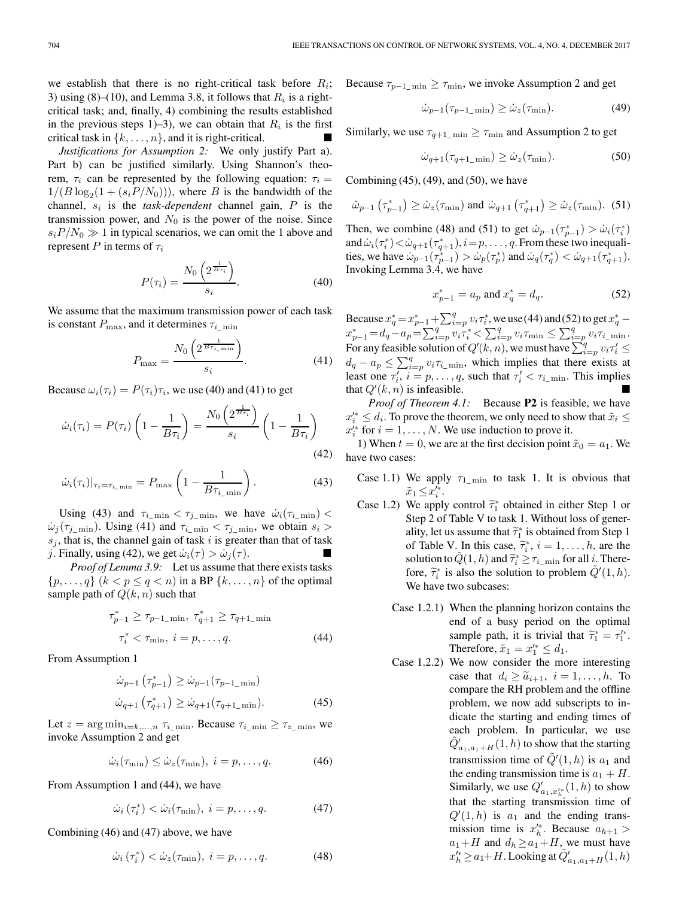we establish that there is no right-critical task before $R_i$; 3) using (8)–(10), and Lemma 3.8, it follows that $R_i$ is a right-critical task; and, finally, 4) combining the results established in the previous steps 1)–3), we can obtain that $R_i$ is the first critical task in $\{k, \ldots, n\}$, and it is right-critical. ■

*Justifications for Assumption 2:* We only justify Part a). Part b) can be justified similarly. Using Shannon's theorem, $\tau_i$ can be represented by the following equation: $\tau_i = 1/(B \log_2(1 + (s_i P/N_0)))$, where $B$ is the bandwidth of the channel, $s_i$ is the *task-dependent* channel gain, $P$ is the transmission power, and $N_0$ is the power of the noise. Since $s_i P/N_0 \gg 1$ in typical scenarios, we can omit the 1 above and represent $P$ in terms of $\tau_i$

$$P(\tau_i) = \frac{N_0 \left(2^{\frac{1}{B\tau_i}}\right)}{s_i}. \tag{40}$$

We assume that the maximum transmission power of each task is constant $P_{\max}$, and it determines $\tau_{i\_\min}$

$$P_{\max} = \frac{N_0 \left(2^{\frac{1}{B\tau_{i\_\min}}}\right)}{s_i}. \tag{41}$$

Because $\omega_i(\tau_i) = P(\tau_i)\tau_i$, we use (40) and (41) to get

$$\dot{\omega}_i(\tau_i) = P(\tau_i)\left(1 - \frac{1}{B\tau_i}\right) = \frac{N_0 \left(2^{\frac{1}{B\tau_i}}\right)}{s_i}\left(1 - \frac{1}{B\tau_i}\right) \tag{42}$$

$$\dot{\omega}_i(\tau_i)|_{\tau_i = \tau_{i\_\min}} = P_{\max}\left(1 - \frac{1}{B\tau_{i\_\min}}\right). \tag{43}$$

Using (43) and $\tau_{i\_\min} < \tau_{j\_\min}$, we have $\dot{\omega}_i(\tau_{i\_\min}) < \dot{\omega}_j(\tau_{j\_\min})$. Using (41) and $\tau_{i\_\min} < \tau_{j\_\min}$, we obtain $s_i > s_j$, that is, the channel gain of task $i$ is greater than that of task $j$. Finally, using (42), we get $\dot{\omega}_i(\tau) > \dot{\omega}_j(\tau)$. ■

*Proof of Lemma 3.9:* Let us assume that there exists tasks $\{p, \ldots, q\}$ $(k < p \le q < n)$ in a BP $\{k, \ldots, n\}$ of the optimal sample path of $Q(k, n)$ such that

$$\begin{aligned} &\tau^*_{p-1} \ge \tau_{p-1\_\min},\ \tau^*_{q+1} \ge \tau_{q+1\_\min} \\ &\tau^*_i < \tau_{\min},\ i = p, \ldots, q. \end{aligned} \tag{44}$$

From Assumption 1

$$\begin{aligned} \dot{\omega}_{p-1}\left(\tau^*_{p-1}\right) &\ge \dot{\omega}_{p-1}(\tau_{p-1\_\min}) \\ \dot{\omega}_{q+1}\left(\tau^*_{q+1}\right) &\ge \dot{\omega}_{q+1}(\tau_{q+1\_\min}). \end{aligned} \tag{45}$$

Let $z = \arg\min_{i=k,\ldots,n} \tau_{i\_\min}$. Because $\tau_{i\_\min} \ge \tau_{z\_\min}$, we invoke Assumption 2 and get

$$\dot{\omega}_i(\tau_{\min}) \le \dot{\omega}_z(\tau_{\min}),\ i = p, \ldots, q. \tag{46}$$

From Assumption 1 and (44), we have

$$\dot{\omega}_i\left(\tau^*_i\right) < \dot{\omega}_i(\tau_{\min}),\ i = p, \ldots, q. \tag{47}$$

Combining (46) and (47) above, we have

$$\dot{\omega}_i\left(\tau^*_i\right) < \dot{\omega}_z(\tau_{\min}),\ i = p, \ldots, q. \tag{48}$$

Because $\tau_{p-1\_\min} \ge \tau_{\min}$, we invoke Assumption 2 and get

$$\dot{\omega}_{p-1}(\tau_{p-1\_\min}) \ge \dot{\omega}_z(\tau_{\min}). \tag{49}$$

Similarly, we use $\tau_{q+1\_\min} \ge \tau_{\min}$ and Assumption 2 to get

$$\dot{\omega}_{q+1}(\tau_{q+1\_\min}) \ge \dot{\omega}_z(\tau_{\min}). \tag{50}$$

Combining (45), (49), and (50), we have

$$\dot{\omega}_{p-1}\left(\tau^*_{p-1}\right) \ge \dot{\omega}_z(\tau_{\min}) \text{ and } \dot{\omega}_{q+1}\left(\tau^*_{q+1}\right) \ge \dot{\omega}_z(\tau_{\min}). \tag{51}$$

Then, we combine (48) and (51) to get $\dot{\omega}_{p-1}(\tau^*_{p-1}) > \dot{\omega}_i(\tau^*_i)$ and $\dot{\omega}_i(\tau^*_i) < \dot{\omega}_{q+1}(\tau^*_{q+1}), i = p, \ldots, q$. From these two inequalities, we have $\dot{\omega}_{p-1}(\tau^*_{p-1}) > \dot{\omega}_p(\tau^*_p)$ and $\dot{\omega}_q(\tau^*_q) < \dot{\omega}_{q+1}(\tau^*_{q+1})$. Invoking Lemma 3.4, we have

$$x^*_{p-1} = a_p \text{ and } x^*_q = d_q. \tag{52}$$

Because $x^*_q = x^*_{p-1} + \sum_{i=p}^q v_i \tau^*_i$, we use (44) and (52) to get $x^*_q - x^*_{p-1} = d_q - a_p = \sum_{i=p}^q v_i \tau^*_i < \sum_{i=p}^q v_i \tau_{\min} \le \sum_{i=p}^q v_i \tau_{i\_\min}$. For any feasible solution of $Q'(k, n)$, we must have $\sum_{i=p}^q v_i \tau'_i \le d_q - a_p \le \sum_{i=p}^q v_i \tau_{i\_\min}$, which implies that there exists at least one $\tau'_i$, $i = p, \ldots, q$, such that $\tau'_i < \tau_{i\_\min}$. This implies that $Q'(k, n)$ is infeasible. ■

*Proof of Theorem 4.1:* Because **P2** is feasible, we have $x'^*_i \le d_i$. To prove the theorem, we only need to show that $\tilde{x}_i \le x'^*_i$ for $i = 1, \ldots, N$. We use induction to prove it.

1) When $t = 0$, we are at the first decision point $\tilde{x}_0 = a_1$. We have two cases:

- Case 1.1) We apply $\tau_{1\_\min}$ to task 1. It is obvious that $\tilde{x}_1 \le x'^*_i$.
- Case 1.2) We apply control $\widetilde{\tau}^*_1$ obtained in either Step 1 or Step 2 of Table V to task 1. Without loss of generality, let us assume that $\widetilde{\tau}^*_1$ is obtained from Step 1 of Table V. In this case, $\widetilde{\tau}^*_i$, $i = 1, \ldots, h$, are the solution to $\tilde{Q}(1, h)$ and $\widetilde{\tau}^*_i \ge \tau_{i\_\min}$ for all $i$. Therefore, $\widetilde{\tau}^*_i$ is also the solution to problem $\tilde{Q}'(1, h)$. We have two subcases:
  - Case 1.2.1) When the planning horizon contains the end of a busy period on the optimal sample path, it is trivial that $\widetilde{\tau}^*_1 = \tau'^*_1$. Therefore, $\tilde{x}_1 = x'^*_1 \le d_1$.
  - Case 1.2.2) We now consider the more interesting case that $d_i \ge \widetilde{a}_{i+1}$, $i = 1, \ldots, h$. To compare the RH problem and the offline problem, we now add subscripts to indicate the starting and ending times of each problem. In particular, we use $\tilde{Q}'_{a_1, a_1+H}(1, h)$ to show that the starting transmission time of $\tilde{Q}'(1, h)$ is $a_1$ and the ending transmission time is $a_1 + H$. Similarly, we use $Q'_{a_1, x'^*_h}(1, h)$ to show that the starting transmission time of $Q'(1, h)$ is $a_1$ and the ending transmission time is $x'^*_h$. Because $a_{h+1} > a_1 + H$ and $d_h \ge a_1 + H$, we must have $x'^*_h \ge a_1 + H$. Looking at $\tilde{Q}'_{a_1, a_1+H}(1, h)$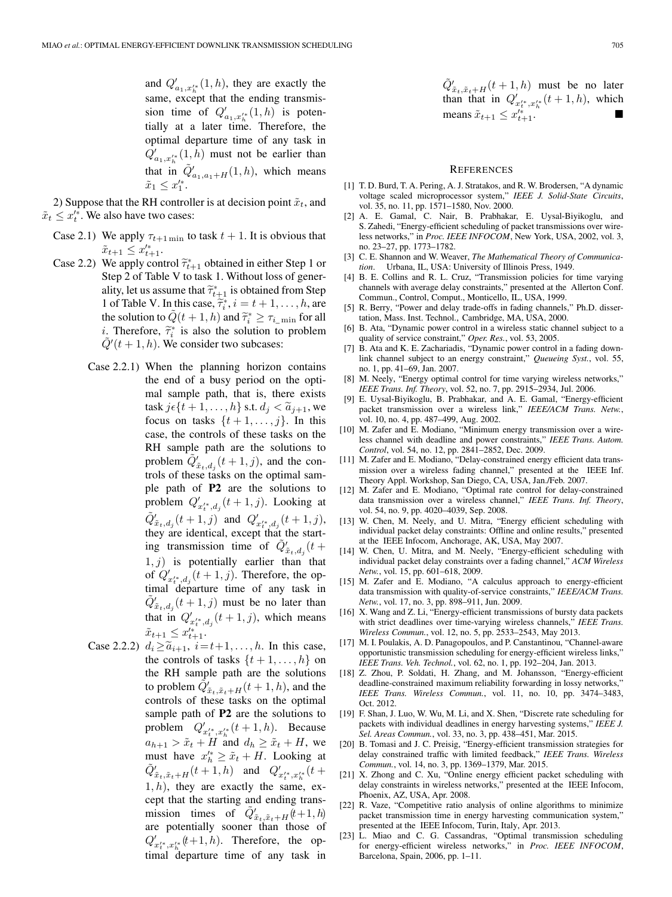and $Q'_{a_1,x_h'^*}(1,h)$, they are exactly the same, except that the ending transmission time of $Q'_{a_1,x_h'^*}(1,h)$ is potentially at a later time. Therefore, the optimal departure time of any task in $Q'_{a_1,x_h'^*}(1,h)$ must not be earlier than that in $\tilde{Q}'_{a_1,a_1+H}(1,h)$, which means $\tilde{x}_1 \le x_1'^*$.

2) Suppose that the RH controller is at decision point $\tilde{x}_t$, and $\tilde{x}_t \le x_t'^*$. We also have two cases:

Case 2.1) We apply $\tau_{t+1\,\min}$ to task $t+1$. It is obvious that $\tilde{x}_{t+1} \le x_{t+1}'^*$.

Case 2.2) We apply control $\tilde{\tau}_{t+1}^*$ obtained in either Step 1 or Step 2 of Table V to task 1. Without loss of generality, let us assume that $\tilde{\tau}_{t+1}^*$ is obtained from Step 1 of Table V. In this case, $\tilde{\tau}_i^*$, $i = t+1,\dots,h$, are the solution to $\tilde{Q}(t+1,h)$ and $\tilde{\tau}_i^* \ge \tau_{i\_\min}$ for all $i$. Therefore, $\tilde{\tau}_i^*$ is also the solution to problem $\tilde{Q}'(t+1,h)$. We consider two subcases:

Case 2.2.1) When the planning horizon contains the end of a busy period on the optimal sample path, that is, there exists task $j \epsilon \{t+1,\dots,h\}$ s.t. $d_j < \tilde{a}_{j+1}$, we focus on tasks $\{t+1,\dots,j\}$. In this case, the controls of these tasks on the RH sample path are the solutions to problem $\tilde{Q}'_{\tilde{x}_t,d_j}(t+1,j)$, and the controls of these tasks on the optimal sample path of **P2** are the solutions to problem $Q'_{x_t'^*,d_j}(t+1,j)$. Looking at $\tilde{Q}'_{\tilde{x}_t,d_j}(t+1,j)$ and $Q'_{x_t'^*,d_j}(t+1,j)$, they are identical, except that the starting transmission time of $\tilde{Q}'_{\tilde{x}_t,d_j}(t+1,j)$ is potentially earlier than that of $Q'_{x_t'^*,d_j}(t+1,j)$. Therefore, the optimal departure time of any task in $\tilde{Q}'_{\tilde{x}_t,d_j}(t+1,j)$ must be no later than that in $Q'_{x_t'^*,d_j}(t+1,j)$, which means $\tilde{x}_{t+1} \le x_{t+1}'^*$.

Case 2.2.2) $d_i \ge \tilde{a}_{i+1}$, $i = t+1,\dots,h$. In this case, the controls of tasks $\{t+1,\dots,h\}$ on the RH sample path are the solutions to problem $\tilde{Q}'_{\tilde{x}_t,\tilde{x}_t+H}(t+1,h)$, and the controls of these tasks on the optimal sample path of **P2** are the solutions to problem $Q'_{x_t'^*,x_h'^*}(t+1,h)$. Because $a_{h+1} > \tilde{x}_t + H$ and $d_h \ge \tilde{x}_t + H$, we must have $x_h'^* \ge \tilde{x}_t + H$. Looking at $\tilde{Q}'_{\tilde{x}_t,\tilde{x}_t+H}(t+1,h)$ and $Q'_{x_t'^*,x_h'^*}(t+1,h)$, they are exactly the same, except that the starting and ending transmission times of $\tilde{Q}'_{\tilde{x}_t,\tilde{x}_t+H}(t+1,h)$ are potentially sooner than those of $Q'_{x_t'^*,x_h'^*}(t+1,h)$. Therefore, the optimal departure time of any task in $\tilde{Q}'_{\tilde{x}_t,\tilde{x}_t+H}(t+1,h)$ must be no later than that in $Q'_{x_t'^*,x_h'^*}(t+1,h)$, which means $\tilde{x}_{t+1} \le x_{t+1}'^*$. ∎

## REFERENCES

[1] T. D. Burd, T. A. Pering, A. J. Stratakos, and R. W. Brodersen, "A dynamic voltage scaled microprocessor system," *IEEE J. Solid-State Circuits*, vol. 35, no. 11, pp. 1571–1580, Nov. 2000.

[2] A. E. Gamal, C. Nair, B. Prabhakar, E. Uysal-Biyikoglu, and S. Zahedi, "Energy-efficient scheduling of packet transmissions over wireless networks," in *Proc. IEEE INFOCOM*, New York, USA, 2002, vol. 3, no. 23–27, pp. 1773–1782.

[3] C. E. Shannon and W. Weaver, *The Mathematical Theory of Communication*. Urbana, IL, USA: University of Illinois Press, 1949.

[4] B. E. Collins and R. L. Cruz, "Transmission policies for time varying channels with average delay constraints," presented at the Allerton Conf. Commun., Control, Comput., Monticello, IL, USA, 1999.

[5] R. Berry, "Power and delay trade-offs in fading channels," Ph.D. dissertation, Mass. Inst. Technol., Cambridge, MA, USA, 2000.

[6] B. Ata, "Dynamic power control in a wireless static channel subject to a quality of service constraint," *Oper. Res.*, vol. 53, 2005.

[7] B. Ata and K. E. Zachariadis, "Dynamic power control in a fading downlink channel subject to an energy constraint," *Queueing Syst.*, vol. 55, no. 1, pp. 41–69, Jan. 2007.

[8] M. Neely, "Energy optimal control for time varying wireless networks," *IEEE Trans. Inf. Theory*, vol. 52, no. 7, pp. 2915–2934, Jul. 2006.

[9] E. Uysal-Biyikoglu, B. Prabhakar, and A. E. Gamal, "Energy-efficient packet transmission over a wireless link," *IEEE/ACM Trans. Netw.*, vol. 10, no. 4, pp. 487–499, Aug. 2002.

[10] M. Zafer and E. Modiano, "Minimum energy transmission over a wireless channel with deadline and power constraints," *IEEE Trans. Autom. Control*, vol. 54, no. 12, pp. 2841–2852, Dec. 2009.

[11] M. Zafer and E. Modiano, "Delay-constrained energy efficient data transmission over a wireless fading channel," presented at the IEEE Inf. Theory Appl. Workshop, San Diego, CA, USA, Jan./Feb. 2007.

[12] M. Zafer and E. Modiano, "Optimal rate control for delay-constrained data transmission over a wireless channel," *IEEE Trans. Inf. Theory*, vol. 54, no. 9, pp. 4020–4039, Sep. 2008.

[13] W. Chen, M. Neely, and U. Mitra, "Energy efficient scheduling with individual packet delay constraints: Offline and online results," presented at the IEEE Infocom, Anchorage, AK, USA, May 2007.

[14] W. Chen, U. Mitra, and M. Neely, "Energy-efficient scheduling with individual packet delay constraints over a fading channel," *ACM Wireless Netw.*, vol. 15, pp. 601–618, 2009.

[15] M. Zafer and E. Modiano, "A calculus approach to energy-efficient data transmission with quality-of-service constraints," *IEEE/ACM Trans. Netw.*, vol. 17, no. 3, pp. 898–911, Jun. 2009.

[16] X. Wang and Z. Li, "Energy-efficient transmissions of bursty data packets with strict deadlines over time-varying wireless channels," *IEEE Trans. Wireless Commun.*, vol. 12, no. 5, pp. 2533–2543, May 2013.

[17] M. I. Poulakis, A. D. Panagopoulos, and P. Constantinou, "Channel-aware opportunistic transmission scheduling for energy-efficient wireless links," *IEEE Trans. Veh. Technol.*, vol. 62, no. 1, pp. 192–204, Jan. 2013.

[18] Z. Zhou, P. Soldati, H. Zhang, and M. Johansson, "Energy-efficient deadline-constrained maximum reliability forwarding in lossy networks," *IEEE Trans. Wireless Commun.*, vol. 11, no. 10, pp. 3474–3483, Oct. 2012.

[19] F. Shan, J. Luo, W. Wu, M. Li, and X. Shen, "Discrete rate scheduling for packets with individual deadlines in energy harvesting systems," *IEEE J. Sel. Areas Commun.*, vol. 33, no. 3, pp. 438–451, Mar. 2015.

[20] B. Tomasi and J. C. Preisig, "Energy-efficient transmission strategies for delay constrained traffic with limited feedback," *IEEE Trans. Wireless Commun.*, vol. 14, no. 3, pp. 1369–1379, Mar. 2015.

[21] X. Zhong and C. Xu, "Online energy efficient packet scheduling with delay constraints in wireless networks," presented at the IEEE Infocom, Phoenix, AZ, USA, Apr. 2008.

[22] R. Vaze, "Competitive ratio analysis of online algorithms to minimize packet transmission time in energy harvesting communication system," presented at the IEEE Infocom, Turin, Italy, Apr. 2013.

[23] L. Miao and C. G. Cassandras, "Optimal transmission scheduling for energy-efficient wireless networks," in *Proc. IEEE INFOCOM*, Barcelona, Spain, 2006, pp. 1–11.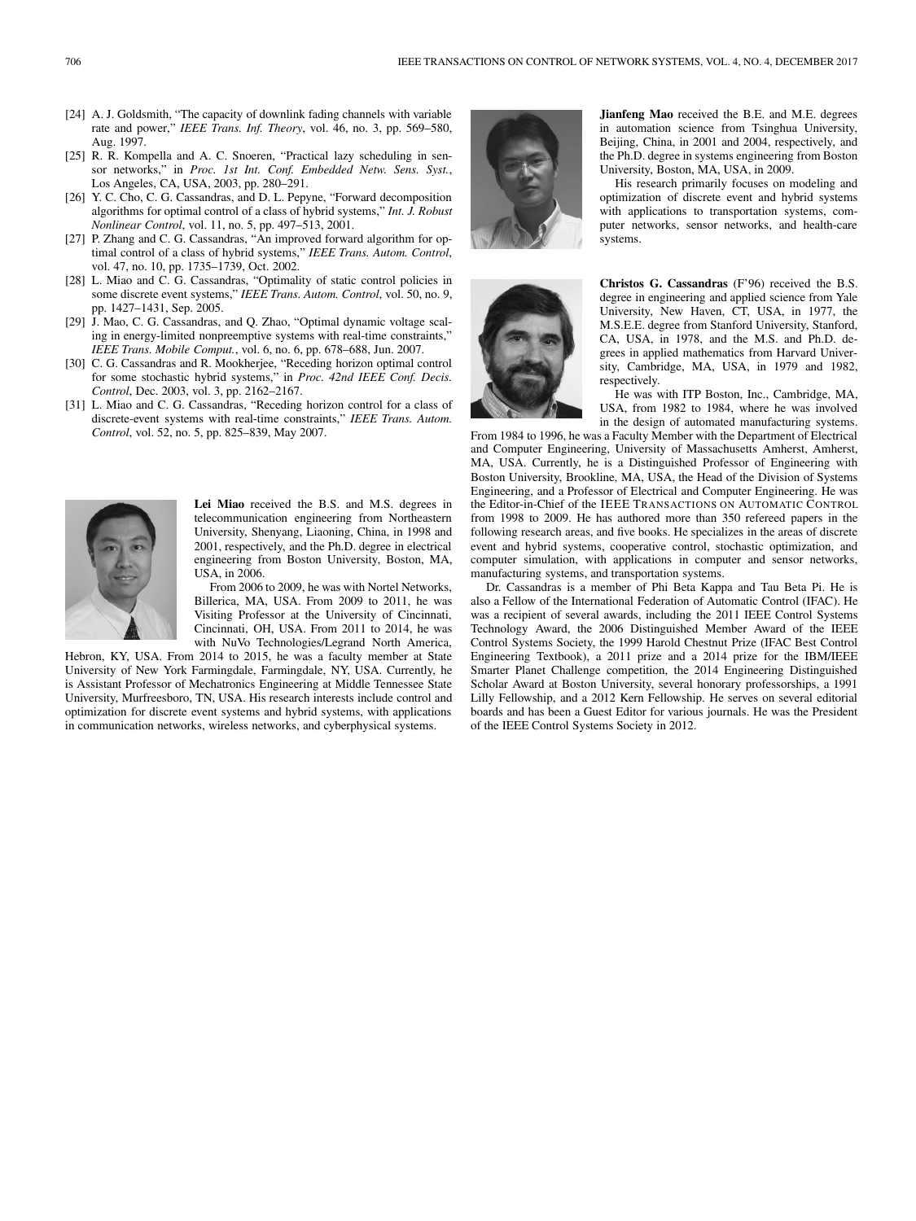[24] A. J. Goldsmith, "The capacity of downlink fading channels with variable rate and power," *IEEE Trans. Inf. Theory*, vol. 46, no. 3, pp. 569–580, Aug. 1997.

[25] R. R. Kompella and A. C. Snoeren, "Practical lazy scheduling in sensor networks," in *Proc. 1st Int. Conf. Embedded Netw. Sens. Syst.*, Los Angeles, CA, USA, 2003, pp. 280–291.

[26] Y. C. Cho, C. G. Cassandras, and D. L. Pepyne, "Forward decomposition algorithms for optimal control of a class of hybrid systems," *Int. J. Robust Nonlinear Control*, vol. 11, no. 5, pp. 497–513, 2001.

[27] P. Zhang and C. G. Cassandras, "An improved forward algorithm for optimal control of a class of hybrid systems," *IEEE Trans. Autom. Control*, vol. 47, no. 10, pp. 1735–1739, Oct. 2002.

[28] L. Miao and C. G. Cassandras, "Optimality of static control policies in some discrete event systems," *IEEE Trans. Autom. Control*, vol. 50, no. 9, pp. 1427–1431, Sep. 2005.

[29] J. Mao, C. G. Cassandras, and Q. Zhao, "Optimal dynamic voltage scaling in energy-limited nonpreemptive systems with real-time constraints," *IEEE Trans. Mobile Comput.*, vol. 6, no. 6, pp. 678–688, Jun. 2007.

[30] C. G. Cassandras and R. Mookherjee, "Receding horizon optimal control for some stochastic hybrid systems," in *Proc. 42nd IEEE Conf. Decis. Control*, Dec. 2003, vol. 3, pp. 2162–2167.

[31] L. Miao and C. G. Cassandras, "Receding horizon control for a class of discrete-event systems with real-time constraints," *IEEE Trans. Autom. Control*, vol. 52, no. 5, pp. 825–839, May 2007.

**Lei Miao** received the B.S. and M.S. degrees in telecommunication engineering from Northeastern University, Shenyang, Liaoning, China, in 1998 and 2001, respectively, and the Ph.D. degree in electrical engineering from Boston University, Boston, MA, USA, in 2006.

From 2006 to 2009, he was with Nortel Networks, Billerica, MA, USA. From 2009 to 2011, he was Visiting Professor at the University of Cincinnati, Cincinnati, OH, USA. From 2011 to 2014, he was with NuVo Technologies/Legrand North America, Hebron, KY, USA. From 2014 to 2015, he was a faculty member at State University of New York Farmingdale, Farmingdale, NY, USA. Currently, he is Assistant Professor of Mechatronics Engineering at Middle Tennessee State University, Murfreesboro, TN, USA. His research interests include control and optimization for discrete event systems and hybrid systems, with applications in communication networks, wireless networks, and cyberphysical systems.

**Jianfeng Mao** received the B.E. and M.E. degrees in automation science from Tsinghua University, Beijing, China, in 2001 and 2004, respectively, and the Ph.D. degree in systems engineering from Boston University, Boston, MA, USA, in 2009.

His research primarily focuses on modeling and optimization of discrete event and hybrid systems with applications to transportation systems, computer networks, sensor networks, and health-care systems.

**Christos G. Cassandras** (F'96) received the B.S. degree in engineering and applied science from Yale University, New Haven, CT, USA, in 1977, the M.S.E.E. degree from Stanford University, Stanford, CA, USA, in 1978, and the M.S. and Ph.D. degrees in applied mathematics from Harvard University, Cambridge, MA, USA, in 1979 and 1982, respectively.

He was with ITP Boston, Inc., Cambridge, MA, USA, from 1982 to 1984, where he was involved in the design of automated manufacturing systems. From 1984 to 1996, he was a Faculty Member with the Department of Electrical and Computer Engineering, University of Massachusetts Amherst, Amherst, MA, USA. Currently, he is a Distinguished Professor of Engineering with Boston University, Brookline, MA, USA, the Head of the Division of Systems Engineering, and a Professor of Electrical and Computer Engineering. He was the Editor-in-Chief of the IEEE TRANSACTIONS ON AUTOMATIC CONTROL from 1998 to 2009. He has authored more than 350 refereed papers in the following research areas, and five books. He specializes in the areas of discrete event and hybrid systems, cooperative control, stochastic optimization, and computer simulation, with applications in computer and sensor networks, manufacturing systems, and transportation systems.

Dr. Cassandras is a member of Phi Beta Kappa and Tau Beta Pi. He is also a Fellow of the International Federation of Automatic Control (IFAC). He was a recipient of several awards, including the 2011 IEEE Control Systems Technology Award, the 2006 Distinguished Member Award of the IEEE Control Systems Society, the 1999 Harold Chestnut Prize (IFAC Best Control Engineering Textbook), a 2011 prize and a 2014 prize for the IBM/IEEE Smarter Planet Challenge competition, the 2014 Engineering Distinguished Scholar Award at Boston University, several honorary professorships, a 1991 Lilly Fellowship, and a 2012 Kern Fellowship. He serves on several editorial boards and has been a Guest Editor for various journals. He was the President of the IEEE Control Systems Society in 2012.